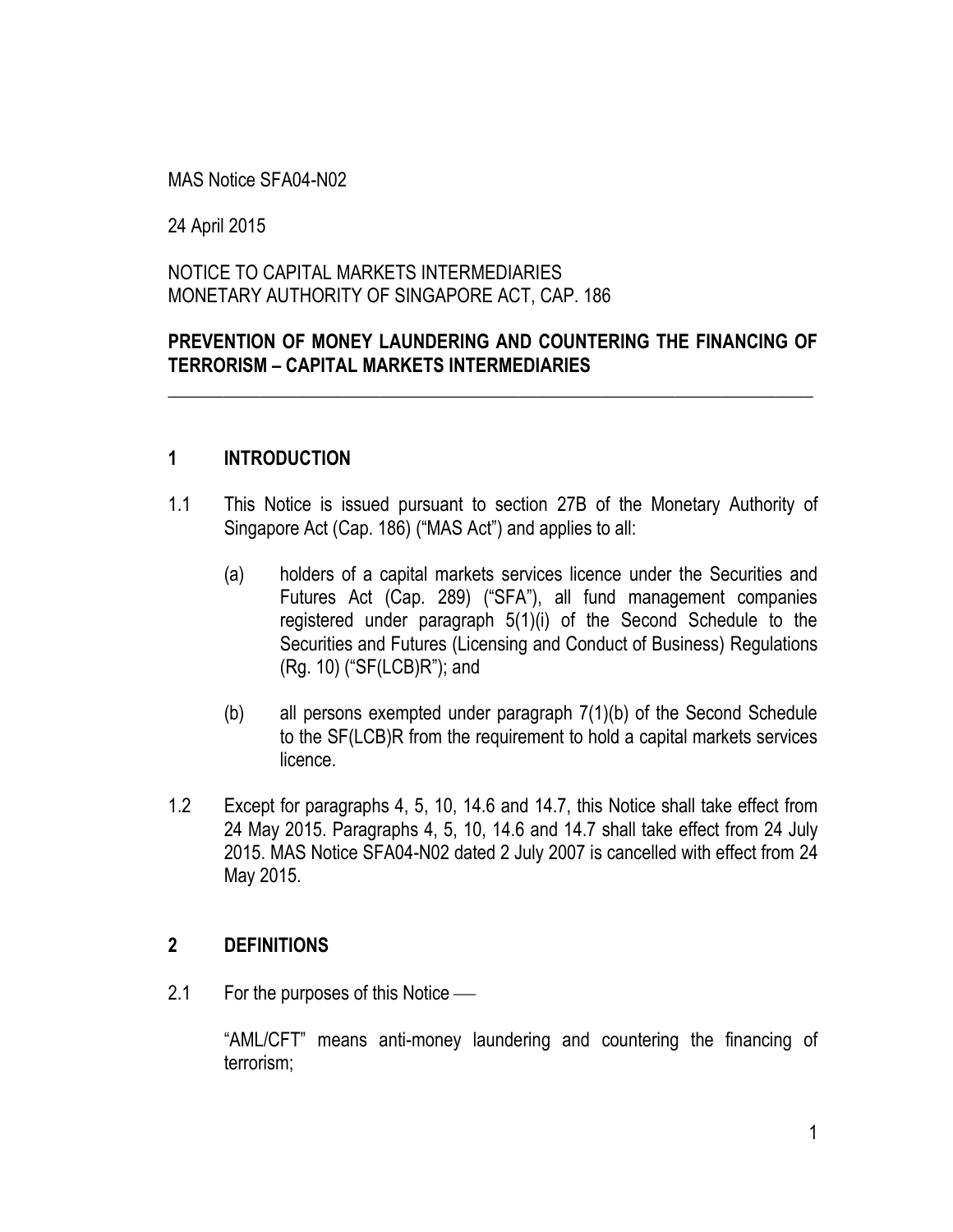MAS Notice SFA04-N02

24 April 2015

NOTICE TO CAPITAL MARKETS INTERMEDIARIES
MONETARY AUTHORITY OF SINGAPORE ACT, CAP. 186

**PREVENTION OF MONEY LAUNDERING AND COUNTERING THE FINANCING OF TERRORISM – CAPITAL MARKETS INTERMEDIARIES**

---

## 1 INTRODUCTION

1.1 This Notice is issued pursuant to section 27B of the Monetary Authority of Singapore Act (Cap. 186) ("MAS Act") and applies to all:

(a) holders of a capital markets services licence under the Securities and Futures Act (Cap. 289) ("SFA"), all fund management companies registered under paragraph 5(1)(i) of the Second Schedule to the Securities and Futures (Licensing and Conduct of Business) Regulations (Rg. 10) ("SF(LCB)R"); and

(b) all persons exempted under paragraph 7(1)(b) of the Second Schedule to the SF(LCB)R from the requirement to hold a capital markets services licence.

1.2 Except for paragraphs 4, 5, 10, 14.6 and 14.7, this Notice shall take effect from 24 May 2015. Paragraphs 4, 5, 10, 14.6 and 14.7 shall take effect from 24 July 2015. MAS Notice SFA04-N02 dated 2 July 2007 is cancelled with effect from 24 May 2015.

## 2 DEFINITIONS

2.1 For the purposes of this Notice —

"AML/CFT" means anti-money laundering and countering the financing of terrorism;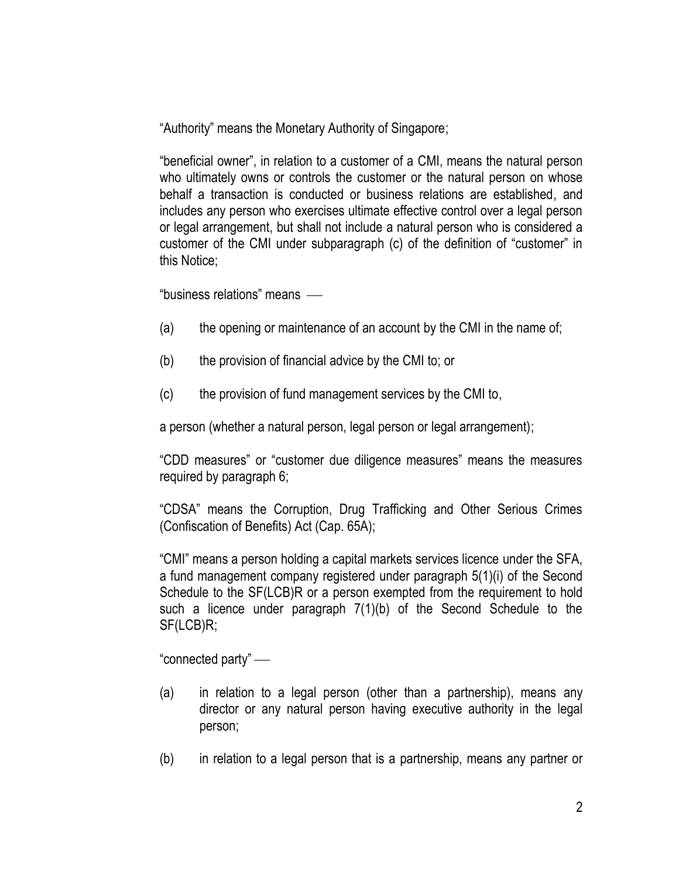"Authority" means the Monetary Authority of Singapore;

"beneficial owner", in relation to a customer of a CMI, means the natural person who ultimately owns or controls the customer or the natural person on whose behalf a transaction is conducted or business relations are established, and includes any person who exercises ultimate effective control over a legal person or legal arrangement, but shall not include a natural person who is considered a customer of the CMI under subparagraph (c) of the definition of "customer" in this Notice;

"business relations" means ⎯

(a) the opening or maintenance of an account by the CMI in the name of;

(b) the provision of financial advice by the CMI to; or

(c) the provision of fund management services by the CMI to,

a person (whether a natural person, legal person or legal arrangement);

"CDD measures" or "customer due diligence measures" means the measures required by paragraph 6;

"CDSA" means the Corruption, Drug Trafficking and Other Serious Crimes (Confiscation of Benefits) Act (Cap. 65A);

"CMI" means a person holding a capital markets services licence under the SFA, a fund management company registered under paragraph 5(1)(i) of the Second Schedule to the SF(LCB)R or a person exempted from the requirement to hold such a licence under paragraph 7(1)(b) of the Second Schedule to the SF(LCB)R;

"connected party" ⎯

(a) in relation to a legal person (other than a partnership), means any director or any natural person having executive authority in the legal person;

(b) in relation to a legal person that is a partnership, means any partner or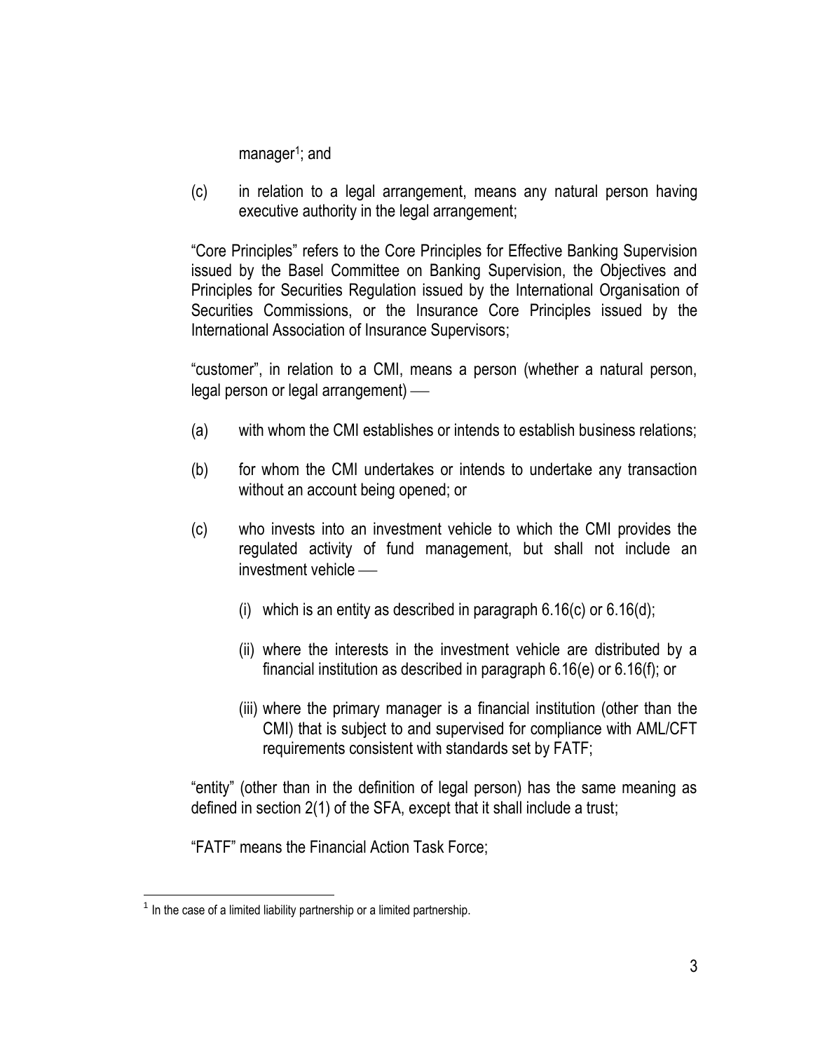manager[1]; and

(c) in relation to a legal arrangement, means any natural person having executive authority in the legal arrangement;

"Core Principles" refers to the Core Principles for Effective Banking Supervision issued by the Basel Committee on Banking Supervision, the Objectives and Principles for Securities Regulation issued by the International Organisation of Securities Commissions, or the Insurance Core Principles issued by the International Association of Insurance Supervisors;

"customer", in relation to a CMI, means a person (whether a natural person, legal person or legal arrangement) —

(a) with whom the CMI establishes or intends to establish business relations;

(b) for whom the CMI undertakes or intends to undertake any transaction without an account being opened; or

(c) who invests into an investment vehicle to which the CMI provides the regulated activity of fund management, but shall not include an investment vehicle —

   (i) which is an entity as described in paragraph 6.16(c) or 6.16(d);

   (ii) where the interests in the investment vehicle are distributed by a financial institution as described in paragraph 6.16(e) or 6.16(f); or

   (iii) where the primary manager is a financial institution (other than the CMI) that is subject to and supervised for compliance with AML/CFT requirements consistent with standards set by FATF;

"entity" (other than in the definition of legal person) has the same meaning as defined in section 2(1) of the SFA, except that it shall include a trust;

"FATF" means the Financial Action Task Force;

---

[1] In the case of a limited liability partnership or a limited partnership.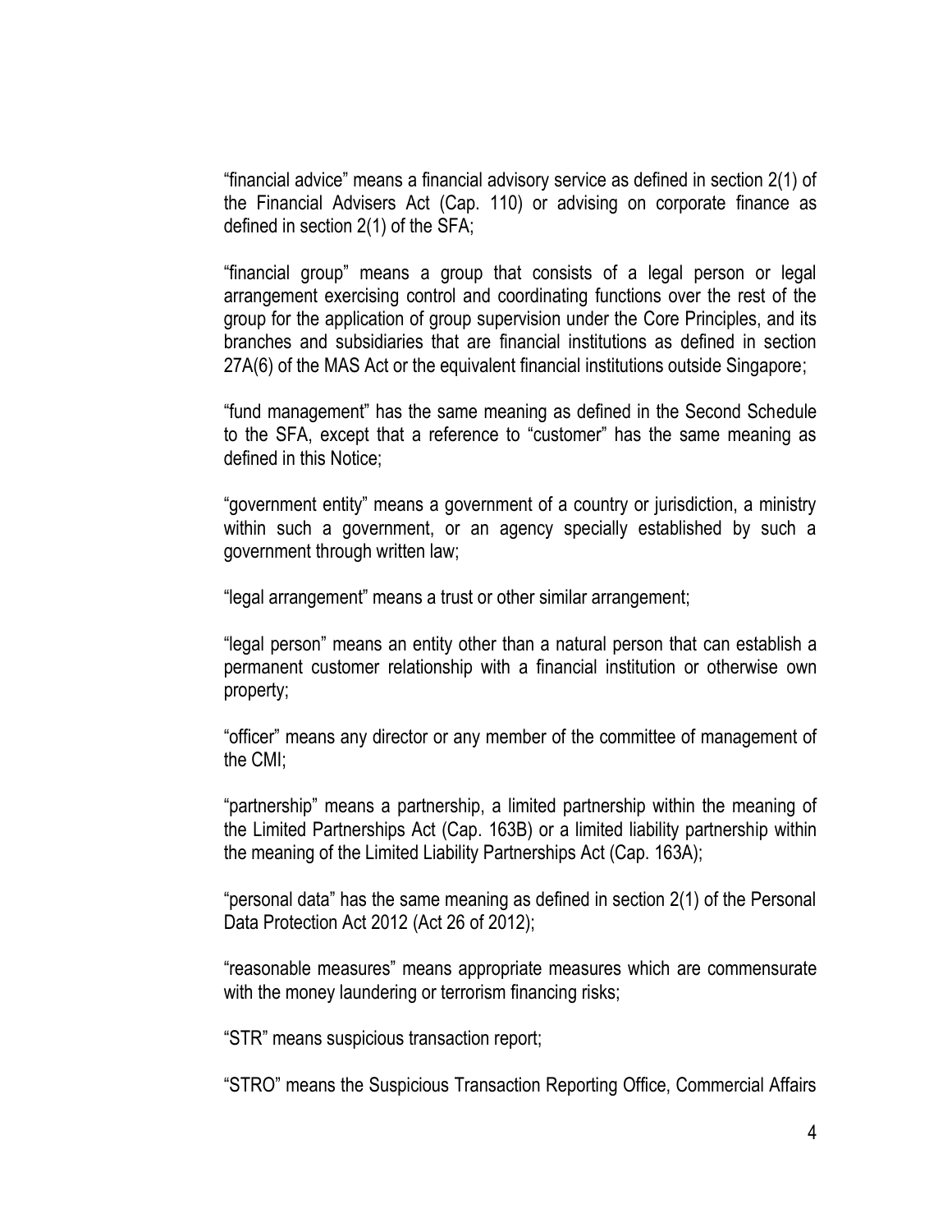"financial advice" means a financial advisory service as defined in section 2(1) of the Financial Advisers Act (Cap. 110) or advising on corporate finance as defined in section 2(1) of the SFA;

"financial group" means a group that consists of a legal person or legal arrangement exercising control and coordinating functions over the rest of the group for the application of group supervision under the Core Principles, and its branches and subsidiaries that are financial institutions as defined in section 27A(6) of the MAS Act or the equivalent financial institutions outside Singapore;

"fund management" has the same meaning as defined in the Second Schedule to the SFA, except that a reference to "customer" has the same meaning as defined in this Notice;

"government entity" means a government of a country or jurisdiction, a ministry within such a government, or an agency specially established by such a government through written law;

"legal arrangement" means a trust or other similar arrangement;

"legal person" means an entity other than a natural person that can establish a permanent customer relationship with a financial institution or otherwise own property;

"officer" means any director or any member of the committee of management of the CMI;

"partnership" means a partnership, a limited partnership within the meaning of the Limited Partnerships Act (Cap. 163B) or a limited liability partnership within the meaning of the Limited Liability Partnerships Act (Cap. 163A);

"personal data" has the same meaning as defined in section 2(1) of the Personal Data Protection Act 2012 (Act 26 of 2012);

"reasonable measures" means appropriate measures which are commensurate with the money laundering or terrorism financing risks;

"STR" means suspicious transaction report;

"STRO" means the Suspicious Transaction Reporting Office, Commercial Affairs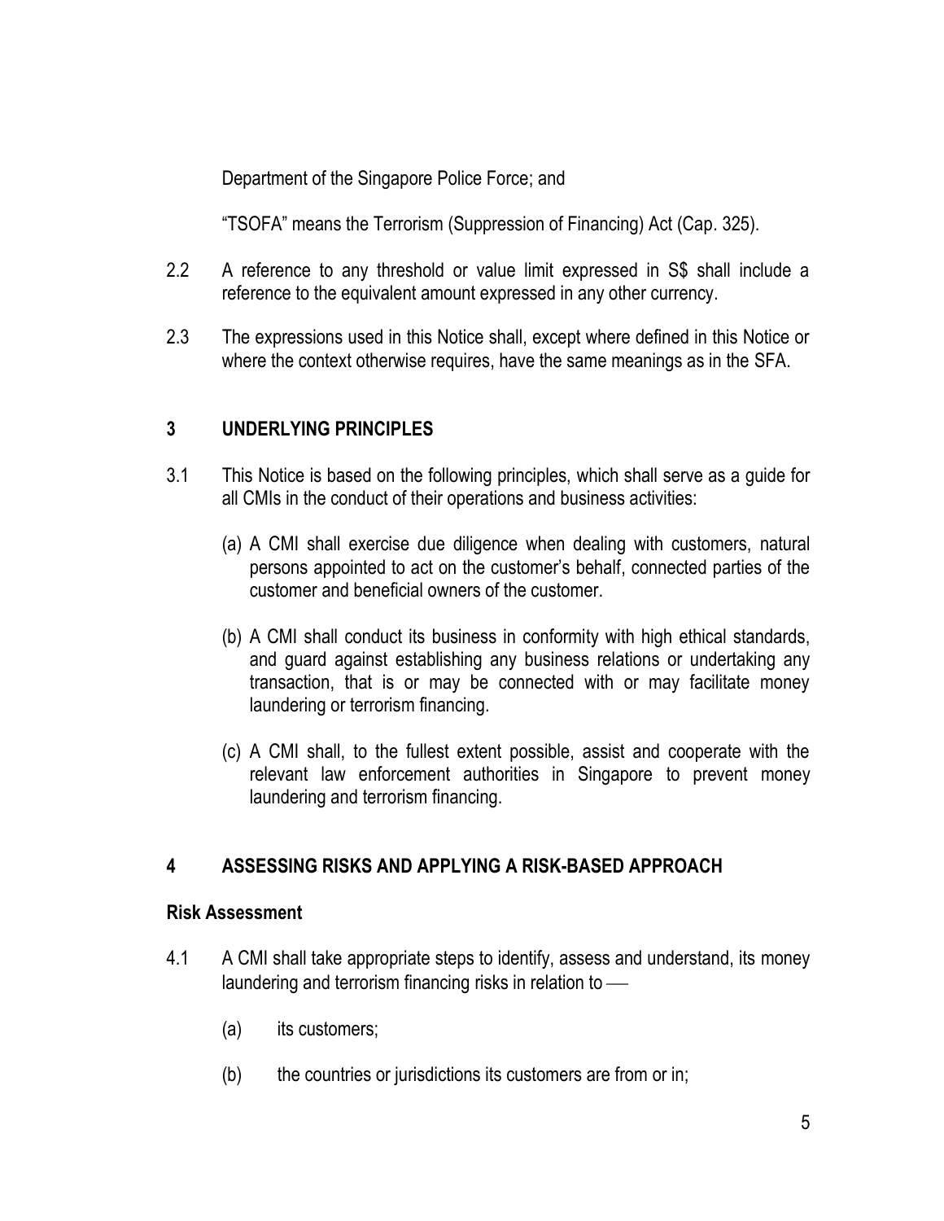Department of the Singapore Police Force; and

"TSOFA" means the Terrorism (Suppression of Financing) Act (Cap. 325).

2.2 A reference to any threshold or value limit expressed in S$ shall include a reference to the equivalent amount expressed in any other currency.

2.3 The expressions used in this Notice shall, except where defined in this Notice or where the context otherwise requires, have the same meanings as in the SFA.

## 3 UNDERLYING PRINCIPLES

3.1 This Notice is based on the following principles, which shall serve as a guide for all CMIs in the conduct of their operations and business activities:

(a) A CMI shall exercise due diligence when dealing with customers, natural persons appointed to act on the customer's behalf, connected parties of the customer and beneficial owners of the customer.

(b) A CMI shall conduct its business in conformity with high ethical standards, and guard against establishing any business relations or undertaking any transaction, that is or may be connected with or may facilitate money laundering or terrorism financing.

(c) A CMI shall, to the fullest extent possible, assist and cooperate with the relevant law enforcement authorities in Singapore to prevent money laundering and terrorism financing.

## 4 ASSESSING RISKS AND APPLYING A RISK-BASED APPROACH

**Risk Assessment**

4.1 A CMI shall take appropriate steps to identify, assess and understand, its money laundering and terrorism financing risks in relation to —

(a) its customers;

(b) the countries or jurisdictions its customers are from or in;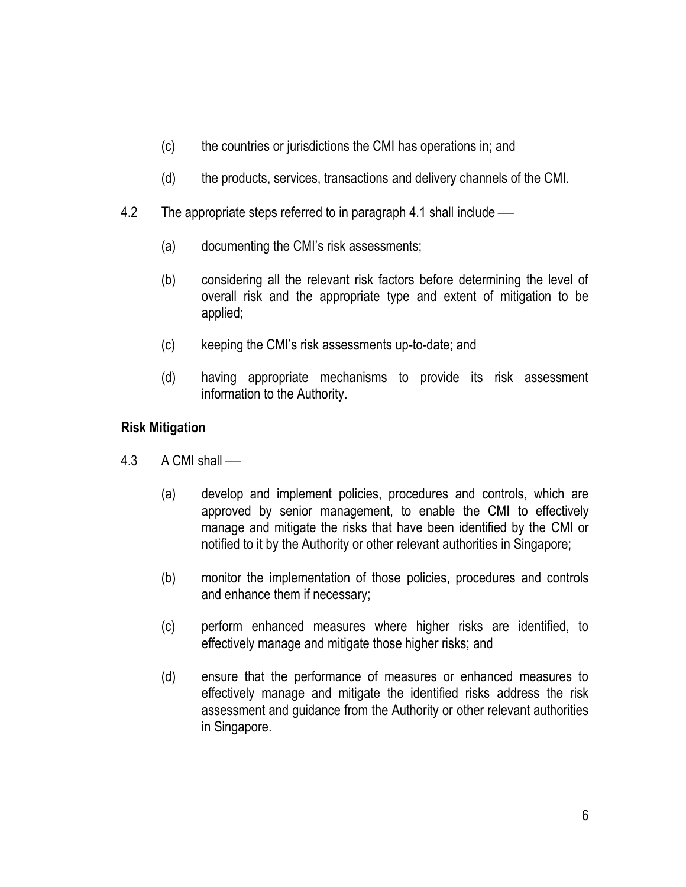(c) the countries or jurisdictions the CMI has operations in; and

(d) the products, services, transactions and delivery channels of the CMI.

4.2 The appropriate steps referred to in paragraph 4.1 shall include —

(a) documenting the CMI's risk assessments;

(b) considering all the relevant risk factors before determining the level of overall risk and the appropriate type and extent of mitigation to be applied;

(c) keeping the CMI's risk assessments up-to-date; and

(d) having appropriate mechanisms to provide its risk assessment information to the Authority.

**Risk Mitigation**

4.3 A CMI shall —

(a) develop and implement policies, procedures and controls, which are approved by senior management, to enable the CMI to effectively manage and mitigate the risks that have been identified by the CMI or notified to it by the Authority or other relevant authorities in Singapore;

(b) monitor the implementation of those policies, procedures and controls and enhance them if necessary;

(c) perform enhanced measures where higher risks are identified, to effectively manage and mitigate those higher risks; and

(d) ensure that the performance of measures or enhanced measures to effectively manage and mitigate the identified risks address the risk assessment and guidance from the Authority or other relevant authorities in Singapore.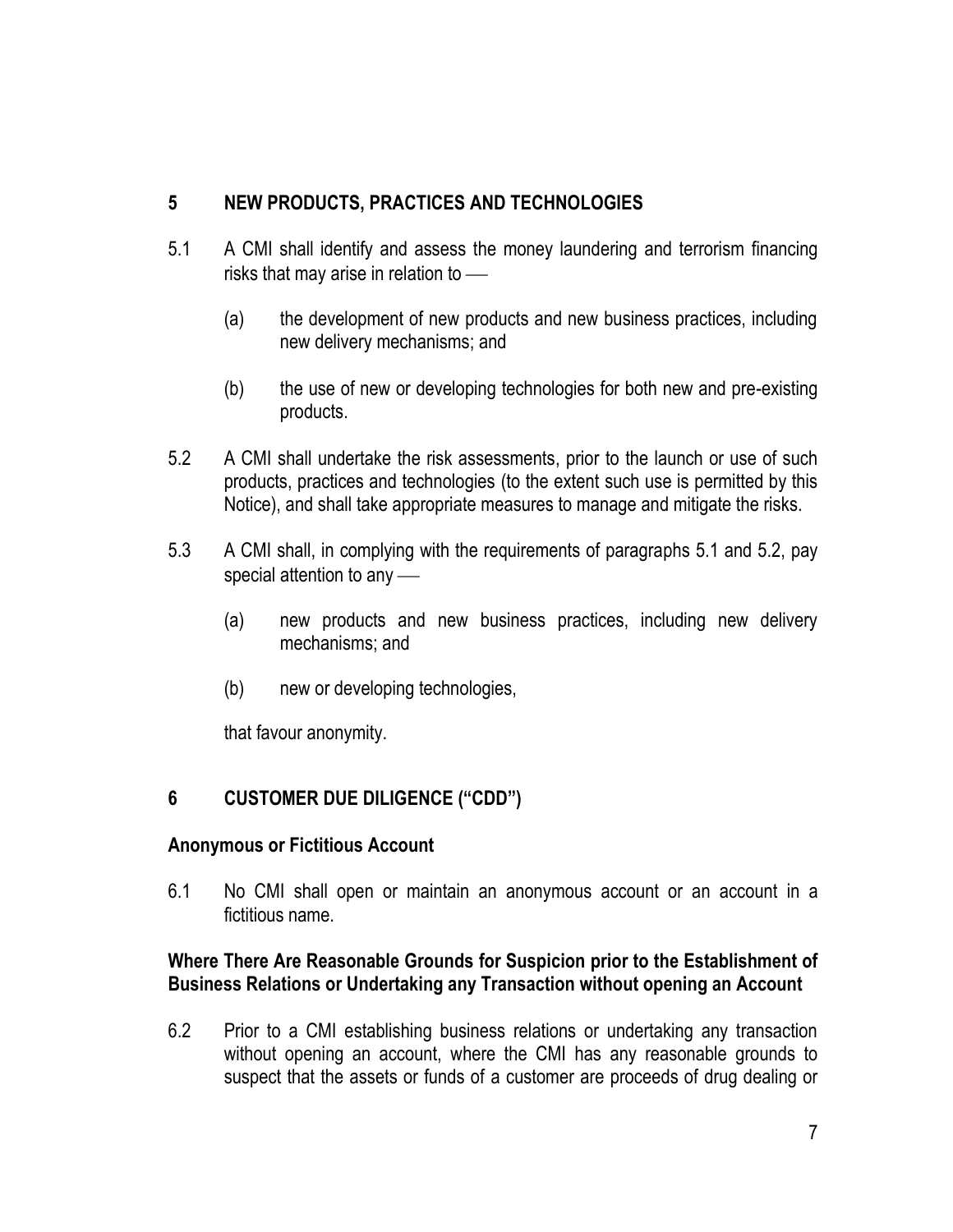## 5 NEW PRODUCTS, PRACTICES AND TECHNOLOGIES

5.1 A CMI shall identify and assess the money laundering and terrorism financing risks that may arise in relation to —

(a) the development of new products and new business practices, including new delivery mechanisms; and

(b) the use of new or developing technologies for both new and pre-existing products.

5.2 A CMI shall undertake the risk assessments, prior to the launch or use of such products, practices and technologies (to the extent such use is permitted by this Notice), and shall take appropriate measures to manage and mitigate the risks.

5.3 A CMI shall, in complying with the requirements of paragraphs 5.1 and 5.2, pay special attention to any —

(a) new products and new business practices, including new delivery mechanisms; and

(b) new or developing technologies,

that favour anonymity.

## 6 CUSTOMER DUE DILIGENCE ("CDD")

### Anonymous or Fictitious Account

6.1 No CMI shall open or maintain an anonymous account or an account in a fictitious name.

### Where There Are Reasonable Grounds for Suspicion prior to the Establishment of Business Relations or Undertaking any Transaction without opening an Account

6.2 Prior to a CMI establishing business relations or undertaking any transaction without opening an account, where the CMI has any reasonable grounds to suspect that the assets or funds of a customer are proceeds of drug dealing or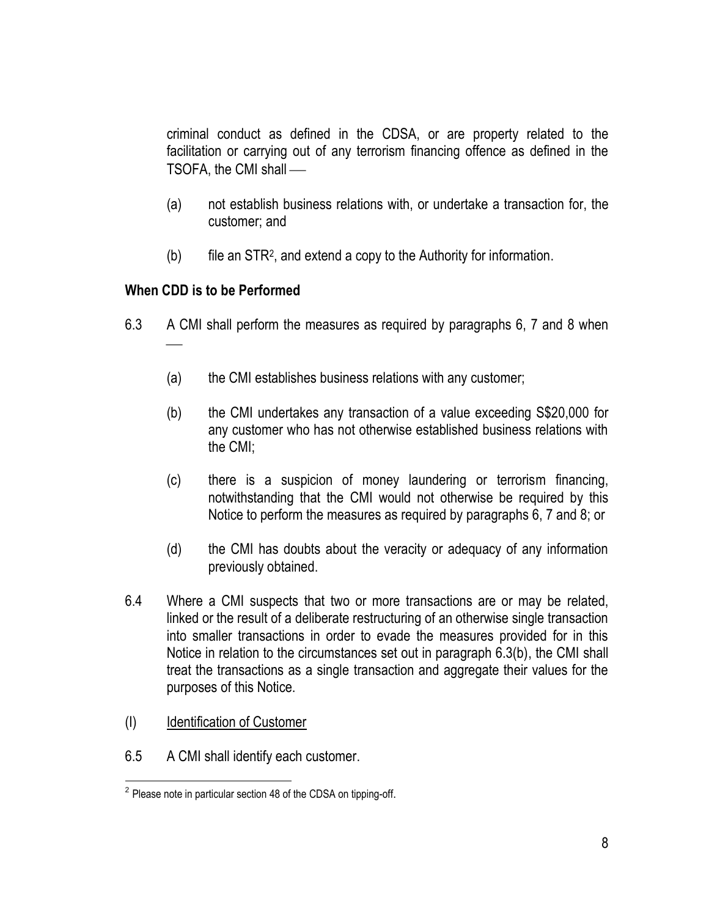criminal conduct as defined in the CDSA, or are property related to the facilitation or carrying out of any terrorism financing offence as defined in the TSOFA, the CMI shall —

(a) not establish business relations with, or undertake a transaction for, the customer; and

(b) file an STR[2], and extend a copy to the Authority for information.

**When CDD is to be Performed**

6.3 A CMI shall perform the measures as required by paragraphs 6, 7 and 8 when —

(a) the CMI establishes business relations with any customer;

(b) the CMI undertakes any transaction of a value exceeding S$20,000 for any customer who has not otherwise established business relations with the CMI;

(c) there is a suspicion of money laundering or terrorism financing, notwithstanding that the CMI would not otherwise be required by this Notice to perform the measures as required by paragraphs 6, 7 and 8; or

(d) the CMI has doubts about the veracity or adequacy of any information previously obtained.

6.4 Where a CMI suspects that two or more transactions are or may be related, linked or the result of a deliberate restructuring of an otherwise single transaction into smaller transactions in order to evade the measures provided for in this Notice in relation to the circumstances set out in paragraph 6.3(b), the CMI shall treat the transactions as a single transaction and aggregate their values for the purposes of this Notice.

(I) <u>Identification of Customer</u>

6.5 A CMI shall identify each customer.

---

[2] Please note in particular section 48 of the CDSA on tipping-off.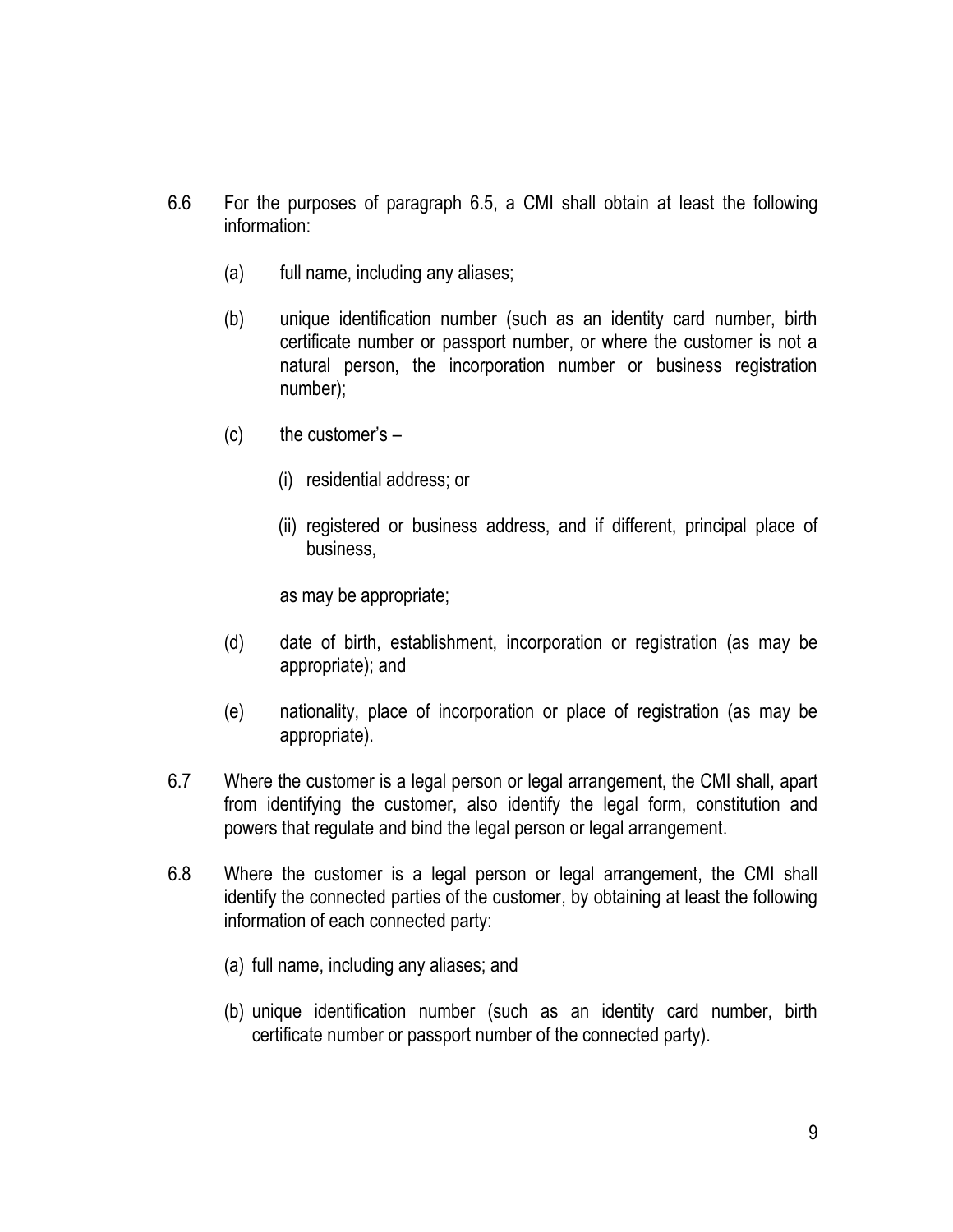6.6 For the purposes of paragraph 6.5, a CMI shall obtain at least the following information:

(a) full name, including any aliases;

(b) unique identification number (such as an identity card number, birth certificate number or passport number, or where the customer is not a natural person, the incorporation number or business registration number);

(c) the customer's –

(i) residential address; or

(ii) registered or business address, and if different, principal place of business,

as may be appropriate;

(d) date of birth, establishment, incorporation or registration (as may be appropriate); and

(e) nationality, place of incorporation or place of registration (as may be appropriate).

6.7 Where the customer is a legal person or legal arrangement, the CMI shall, apart from identifying the customer, also identify the legal form, constitution and powers that regulate and bind the legal person or legal arrangement.

6.8 Where the customer is a legal person or legal arrangement, the CMI shall identify the connected parties of the customer, by obtaining at least the following information of each connected party:

(a) full name, including any aliases; and

(b) unique identification number (such as an identity card number, birth certificate number or passport number of the connected party).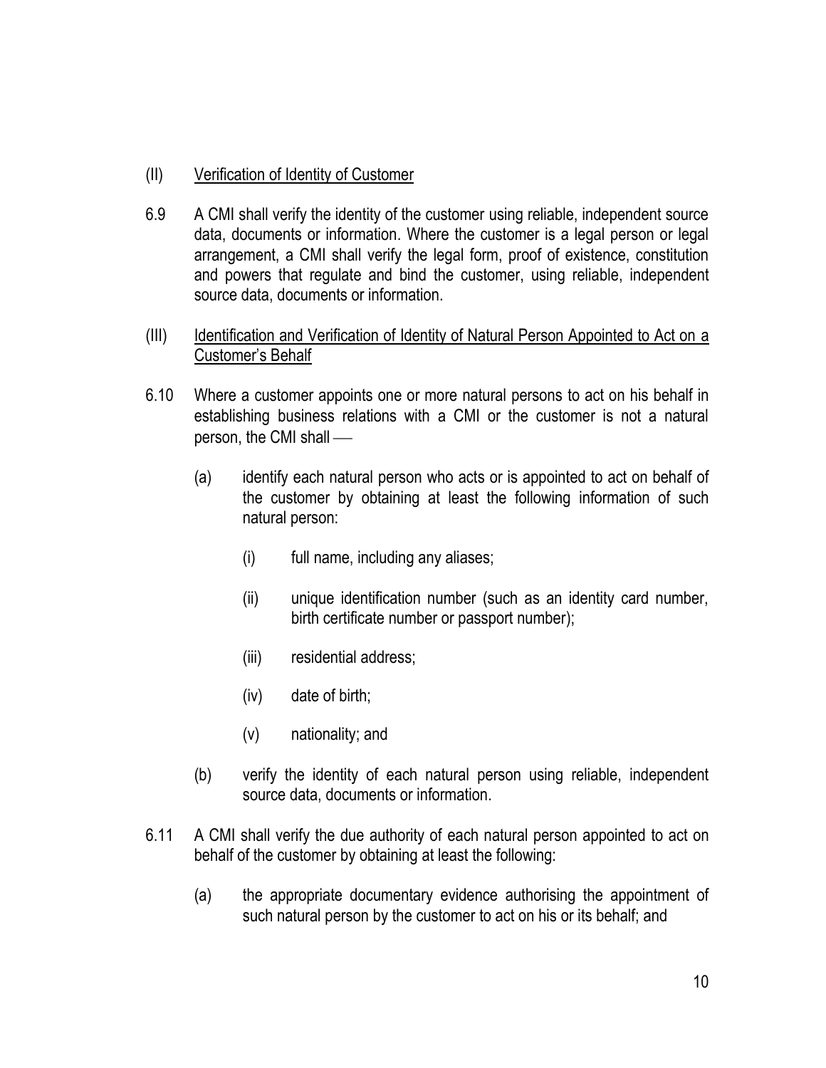## (II) Verification of Identity of Customer

6.9 A CMI shall verify the identity of the customer using reliable, independent source data, documents or information. Where the customer is a legal person or legal arrangement, a CMI shall verify the legal form, proof of existence, constitution and powers that regulate and bind the customer, using reliable, independent source data, documents or information.

## (III) Identification and Verification of Identity of Natural Person Appointed to Act on a Customer's Behalf

6.10 Where a customer appoints one or more natural persons to act on his behalf in establishing business relations with a CMI or the customer is not a natural person, the CMI shall —

(a) identify each natural person who acts or is appointed to act on behalf of the customer by obtaining at least the following information of such natural person:

(i) full name, including any aliases;

(ii) unique identification number (such as an identity card number, birth certificate number or passport number);

(iii) residential address;

(iv) date of birth;

(v) nationality; and

(b) verify the identity of each natural person using reliable, independent source data, documents or information.

6.11 A CMI shall verify the due authority of each natural person appointed to act on behalf of the customer by obtaining at least the following:

(a) the appropriate documentary evidence authorising the appointment of such natural person by the customer to act on his or its behalf; and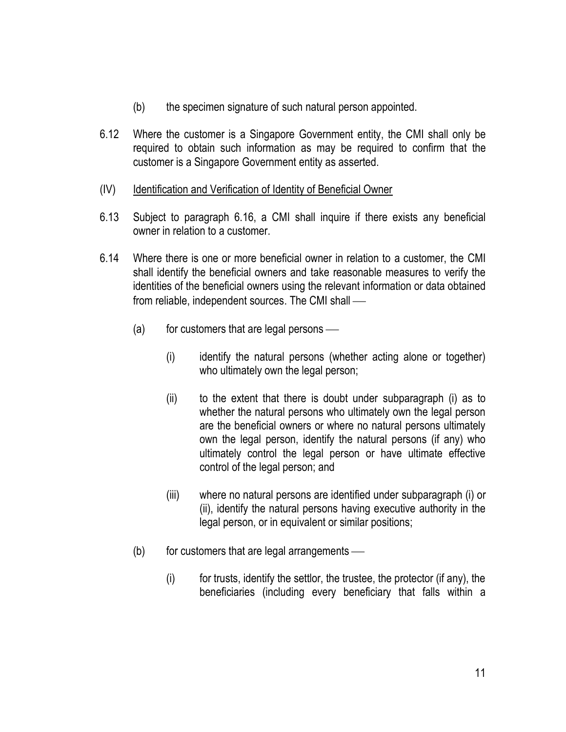(b) the specimen signature of such natural person appointed.

6.12 Where the customer is a Singapore Government entity, the CMI shall only be required to obtain such information as may be required to confirm that the customer is a Singapore Government entity as asserted.

(IV) <u>Identification and Verification of Identity of Beneficial Owner</u>

6.13 Subject to paragraph 6.16, a CMI shall inquire if there exists any beneficial owner in relation to a customer.

6.14 Where there is one or more beneficial owner in relation to a customer, the CMI shall identify the beneficial owners and take reasonable measures to verify the identities of the beneficial owners using the relevant information or data obtained from reliable, independent sources. The CMI shall ——

(a) for customers that are legal persons ——

(i) identify the natural persons (whether acting alone or together) who ultimately own the legal person;

(ii) to the extent that there is doubt under subparagraph (i) as to whether the natural persons who ultimately own the legal person are the beneficial owners or where no natural persons ultimately own the legal person, identify the natural persons (if any) who ultimately control the legal person or have ultimate effective control of the legal person; and

(iii) where no natural persons are identified under subparagraph (i) or (ii), identify the natural persons having executive authority in the legal person, or in equivalent or similar positions;

(b) for customers that are legal arrangements ——

(i) for trusts, identify the settlor, the trustee, the protector (if any), the beneficiaries (including every beneficiary that falls within a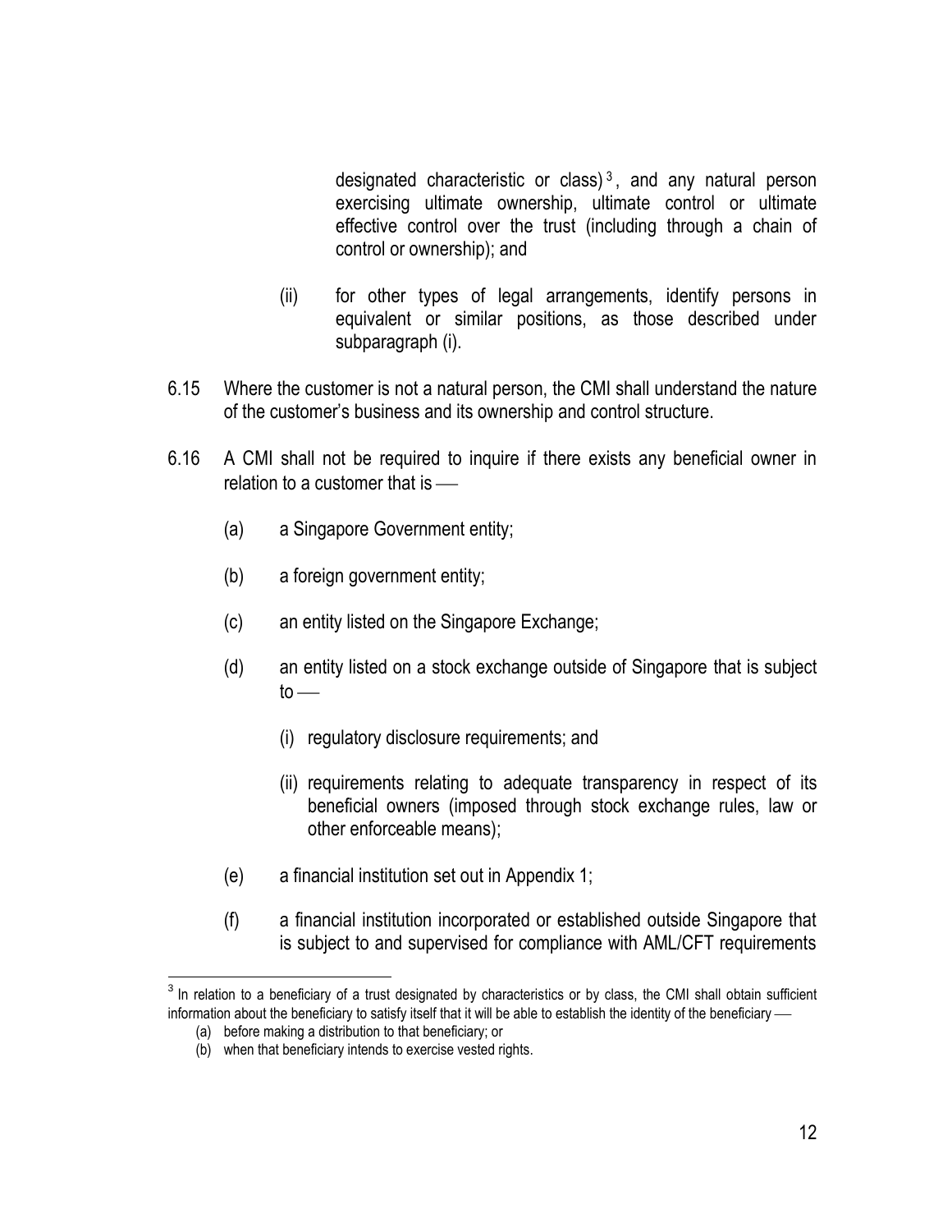designated characteristic or class)[3], and any natural person exercising ultimate ownership, ultimate control or ultimate effective control over the trust (including through a chain of control or ownership); and

(ii) for other types of legal arrangements, identify persons in equivalent or similar positions, as those described under subparagraph (i).

6.15 Where the customer is not a natural person, the CMI shall understand the nature of the customer's business and its ownership and control structure.

6.16 A CMI shall not be required to inquire if there exists any beneficial owner in relation to a customer that is —

(a) a Singapore Government entity;

(b) a foreign government entity;

(c) an entity listed on the Singapore Exchange;

(d) an entity listed on a stock exchange outside of Singapore that is subject to —

(i) regulatory disclosure requirements; and

(ii) requirements relating to adequate transparency in respect of its beneficial owners (imposed through stock exchange rules, law or other enforceable means);

(e) a financial institution set out in Appendix 1;

(f) a financial institution incorporated or established outside Singapore that is subject to and supervised for compliance with AML/CFT requirements

---

[3] In relation to a beneficiary of a trust designated by characteristics or by class, the CMI shall obtain sufficient information about the beneficiary to satisfy itself that it will be able to establish the identity of the beneficiary —

(a) before making a distribution to that beneficiary; or

(b) when that beneficiary intends to exercise vested rights.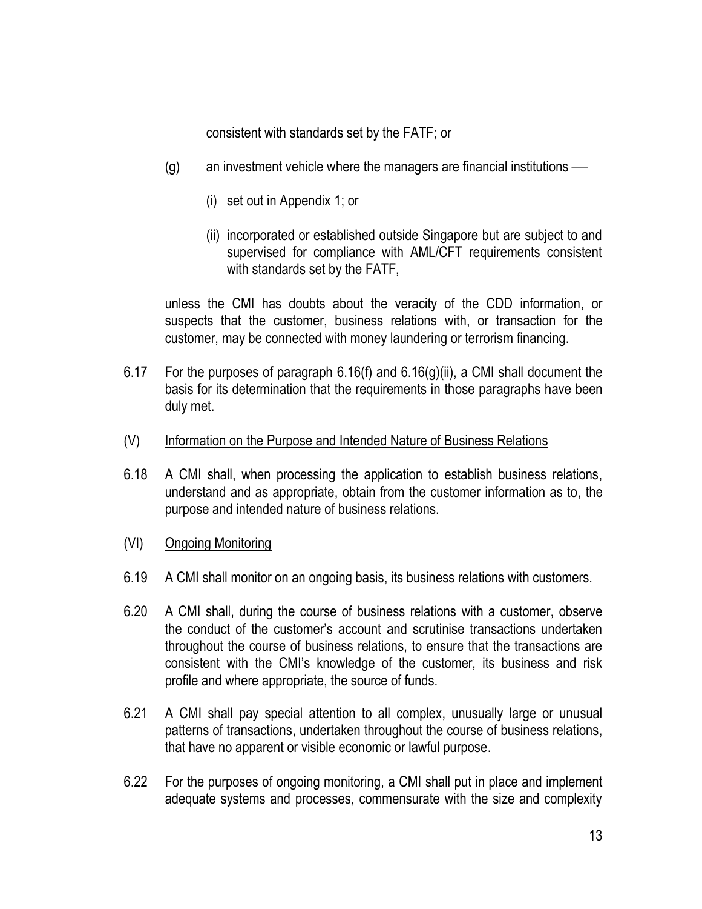consistent with standards set by the FATF; or

(g) an investment vehicle where the managers are financial institutions —

  (i) set out in Appendix 1; or

  (ii) incorporated or established outside Singapore but are subject to and supervised for compliance with AML/CFT requirements consistent with standards set by the FATF,

unless the CMI has doubts about the veracity of the CDD information, or suspects that the customer, business relations with, or transaction for the customer, may be connected with money laundering or terrorism financing.

6.17 For the purposes of paragraph 6.16(f) and 6.16(g)(ii), a CMI shall document the basis for its determination that the requirements in those paragraphs have been duly met.

(V) Information on the Purpose and Intended Nature of Business Relations

6.18 A CMI shall, when processing the application to establish business relations, understand and as appropriate, obtain from the customer information as to, the purpose and intended nature of business relations.

(VI) Ongoing Monitoring

6.19 A CMI shall monitor on an ongoing basis, its business relations with customers.

6.20 A CMI shall, during the course of business relations with a customer, observe the conduct of the customer's account and scrutinise transactions undertaken throughout the course of business relations, to ensure that the transactions are consistent with the CMI's knowledge of the customer, its business and risk profile and where appropriate, the source of funds.

6.21 A CMI shall pay special attention to all complex, unusually large or unusual patterns of transactions, undertaken throughout the course of business relations, that have no apparent or visible economic or lawful purpose.

6.22 For the purposes of ongoing monitoring, a CMI shall put in place and implement adequate systems and processes, commensurate with the size and complexity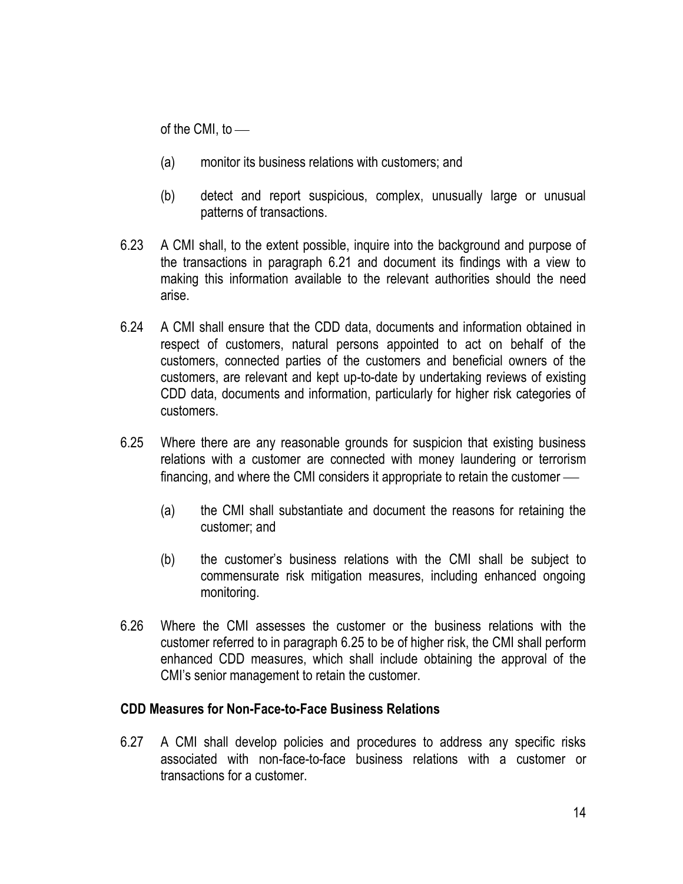of the CMI, to —

(a) monitor its business relations with customers; and

(b) detect and report suspicious, complex, unusually large or unusual patterns of transactions.

6.23 A CMI shall, to the extent possible, inquire into the background and purpose of the transactions in paragraph 6.21 and document its findings with a view to making this information available to the relevant authorities should the need arise.

6.24 A CMI shall ensure that the CDD data, documents and information obtained in respect of customers, natural persons appointed to act on behalf of the customers, connected parties of the customers and beneficial owners of the customers, are relevant and kept up-to-date by undertaking reviews of existing CDD data, documents and information, particularly for higher risk categories of customers.

6.25 Where there are any reasonable grounds for suspicion that existing business relations with a customer are connected with money laundering or terrorism financing, and where the CMI considers it appropriate to retain the customer —

(a) the CMI shall substantiate and document the reasons for retaining the customer; and

(b) the customer's business relations with the CMI shall be subject to commensurate risk mitigation measures, including enhanced ongoing monitoring.

6.26 Where the CMI assesses the customer or the business relations with the customer referred to in paragraph 6.25 to be of higher risk, the CMI shall perform enhanced CDD measures, which shall include obtaining the approval of the CMI's senior management to retain the customer.

**CDD Measures for Non-Face-to-Face Business Relations**

6.27 A CMI shall develop policies and procedures to address any specific risks associated with non-face-to-face business relations with a customer or transactions for a customer.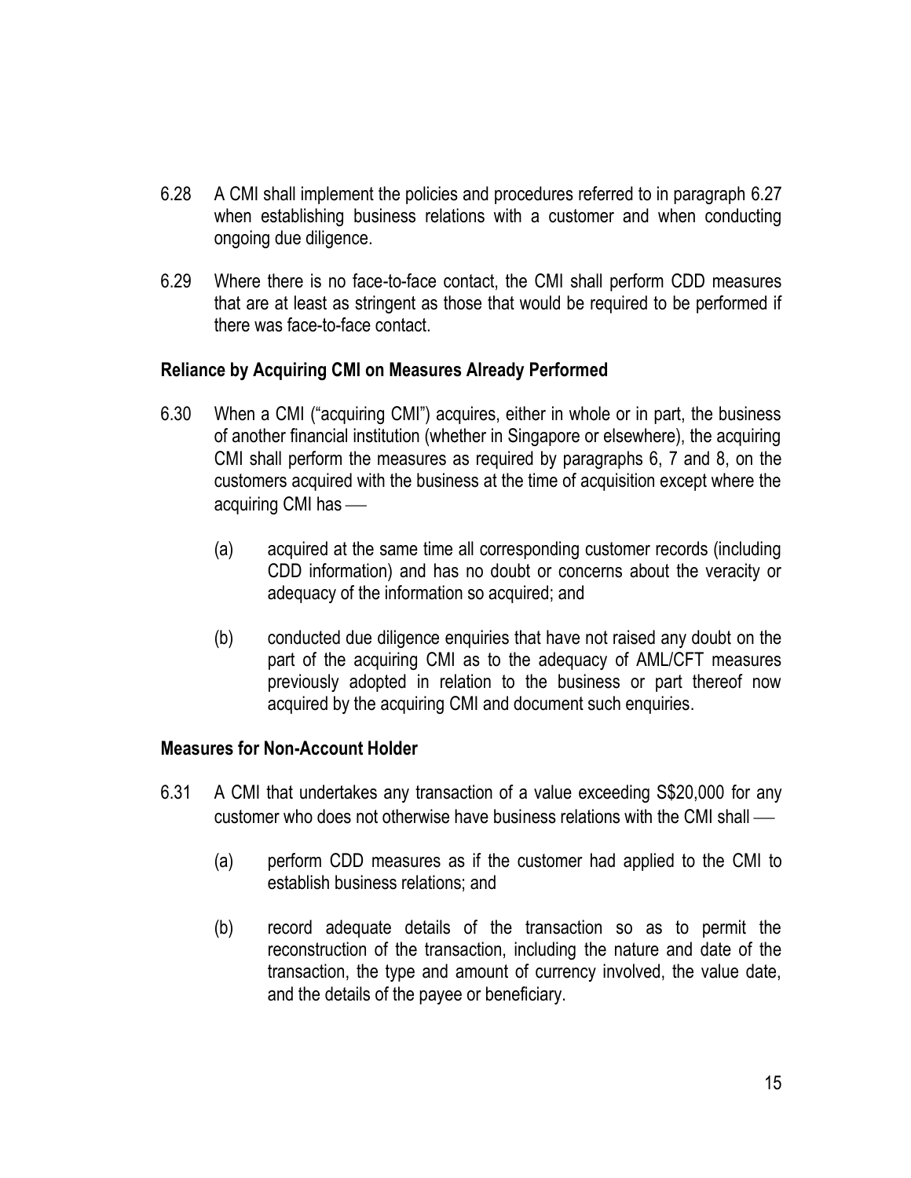6.28 A CMI shall implement the policies and procedures referred to in paragraph 6.27 when establishing business relations with a customer and when conducting ongoing due diligence.

6.29 Where there is no face-to-face contact, the CMI shall perform CDD measures that are at least as stringent as those that would be required to be performed if there was face-to-face contact.

**Reliance by Acquiring CMI on Measures Already Performed**

6.30 When a CMI ("acquiring CMI") acquires, either in whole or in part, the business of another financial institution (whether in Singapore or elsewhere), the acquiring CMI shall perform the measures as required by paragraphs 6, 7 and 8, on the customers acquired with the business at the time of acquisition except where the acquiring CMI has —

(a) acquired at the same time all corresponding customer records (including CDD information) and has no doubt or concerns about the veracity or adequacy of the information so acquired; and

(b) conducted due diligence enquiries that have not raised any doubt on the part of the acquiring CMI as to the adequacy of AML/CFT measures previously adopted in relation to the business or part thereof now acquired by the acquiring CMI and document such enquiries.

**Measures for Non-Account Holder**

6.31 A CMI that undertakes any transaction of a value exceeding S$20,000 for any customer who does not otherwise have business relations with the CMI shall —

(a) perform CDD measures as if the customer had applied to the CMI to establish business relations; and

(b) record adequate details of the transaction so as to permit the reconstruction of the transaction, including the nature and date of the transaction, the type and amount of currency involved, the value date, and the details of the payee or beneficiary.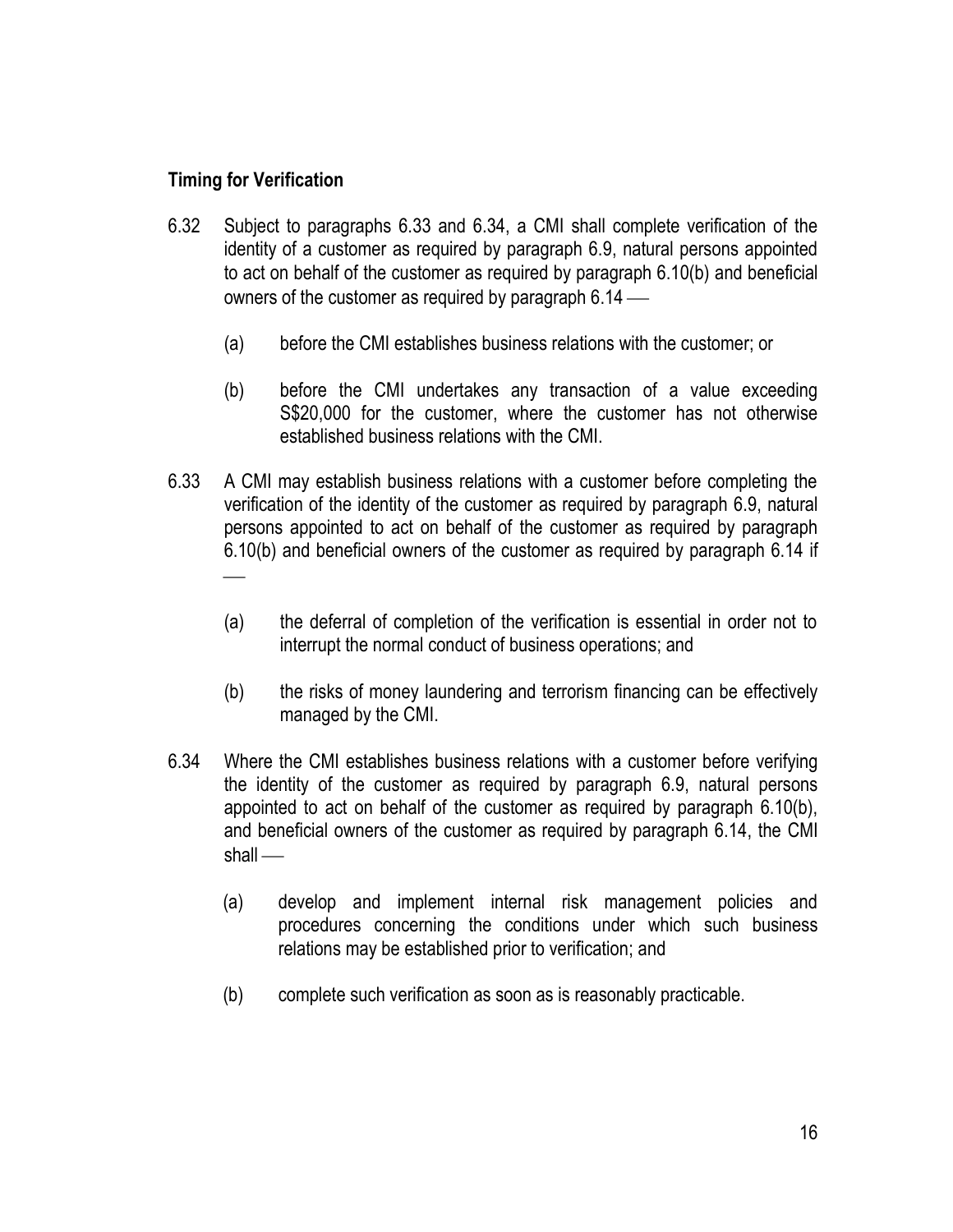### Timing for Verification

6.32 Subject to paragraphs 6.33 and 6.34, a CMI shall complete verification of the identity of a customer as required by paragraph 6.9, natural persons appointed to act on behalf of the customer as required by paragraph 6.10(b) and beneficial owners of the customer as required by paragraph 6.14 —

(a) before the CMI establishes business relations with the customer; or

(b) before the CMI undertakes any transaction of a value exceeding S$20,000 for the customer, where the customer has not otherwise established business relations with the CMI.

6.33 A CMI may establish business relations with a customer before completing the verification of the identity of the customer as required by paragraph 6.9, natural persons appointed to act on behalf of the customer as required by paragraph 6.10(b) and beneficial owners of the customer as required by paragraph 6.14 if —

(a) the deferral of completion of the verification is essential in order not to interrupt the normal conduct of business operations; and

(b) the risks of money laundering and terrorism financing can be effectively managed by the CMI.

6.34 Where the CMI establishes business relations with a customer before verifying the identity of the customer as required by paragraph 6.9, natural persons appointed to act on behalf of the customer as required by paragraph 6.10(b), and beneficial owners of the customer as required by paragraph 6.14, the CMI shall —

(a) develop and implement internal risk management policies and procedures concerning the conditions under which such business relations may be established prior to verification; and

(b) complete such verification as soon as is reasonably practicable.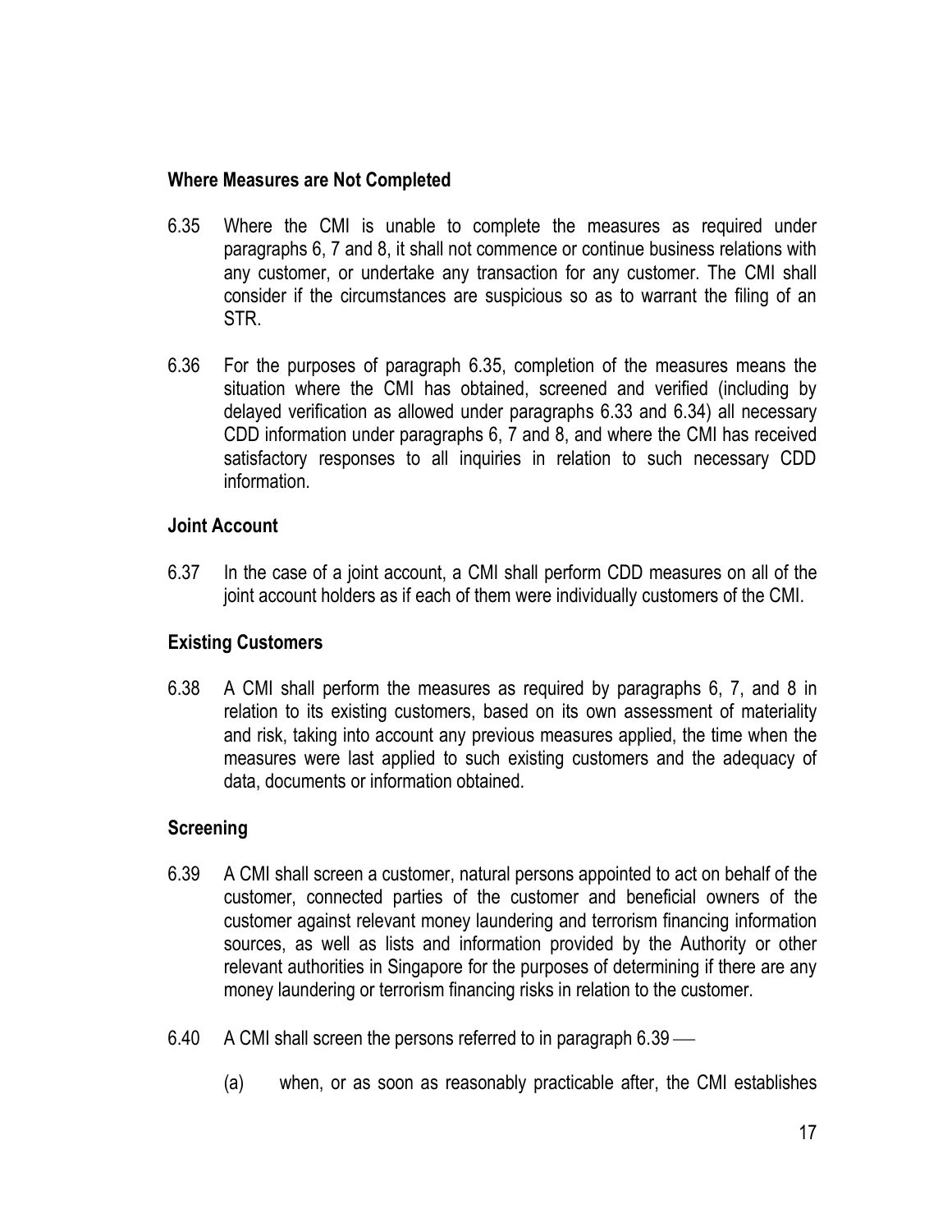**Where Measures are Not Completed**

6.35 Where the CMI is unable to complete the measures as required under paragraphs 6, 7 and 8, it shall not commence or continue business relations with any customer, or undertake any transaction for any customer. The CMI shall consider if the circumstances are suspicious so as to warrant the filing of an STR.

6.36 For the purposes of paragraph 6.35, completion of the measures means the situation where the CMI has obtained, screened and verified (including by delayed verification as allowed under paragraphs 6.33 and 6.34) all necessary CDD information under paragraphs 6, 7 and 8, and where the CMI has received satisfactory responses to all inquiries in relation to such necessary CDD information.

**Joint Account**

6.37 In the case of a joint account, a CMI shall perform CDD measures on all of the joint account holders as if each of them were individually customers of the CMI.

**Existing Customers**

6.38 A CMI shall perform the measures as required by paragraphs 6, 7, and 8 in relation to its existing customers, based on its own assessment of materiality and risk, taking into account any previous measures applied, the time when the measures were last applied to such existing customers and the adequacy of data, documents or information obtained.

**Screening**

6.39 A CMI shall screen a customer, natural persons appointed to act on behalf of the customer, connected parties of the customer and beneficial owners of the customer against relevant money laundering and terrorism financing information sources, as well as lists and information provided by the Authority or other relevant authorities in Singapore for the purposes of determining if there are any money laundering or terrorism financing risks in relation to the customer.

6.40 A CMI shall screen the persons referred to in paragraph 6.39 —

(a) when, or as soon as reasonably practicable after, the CMI establishes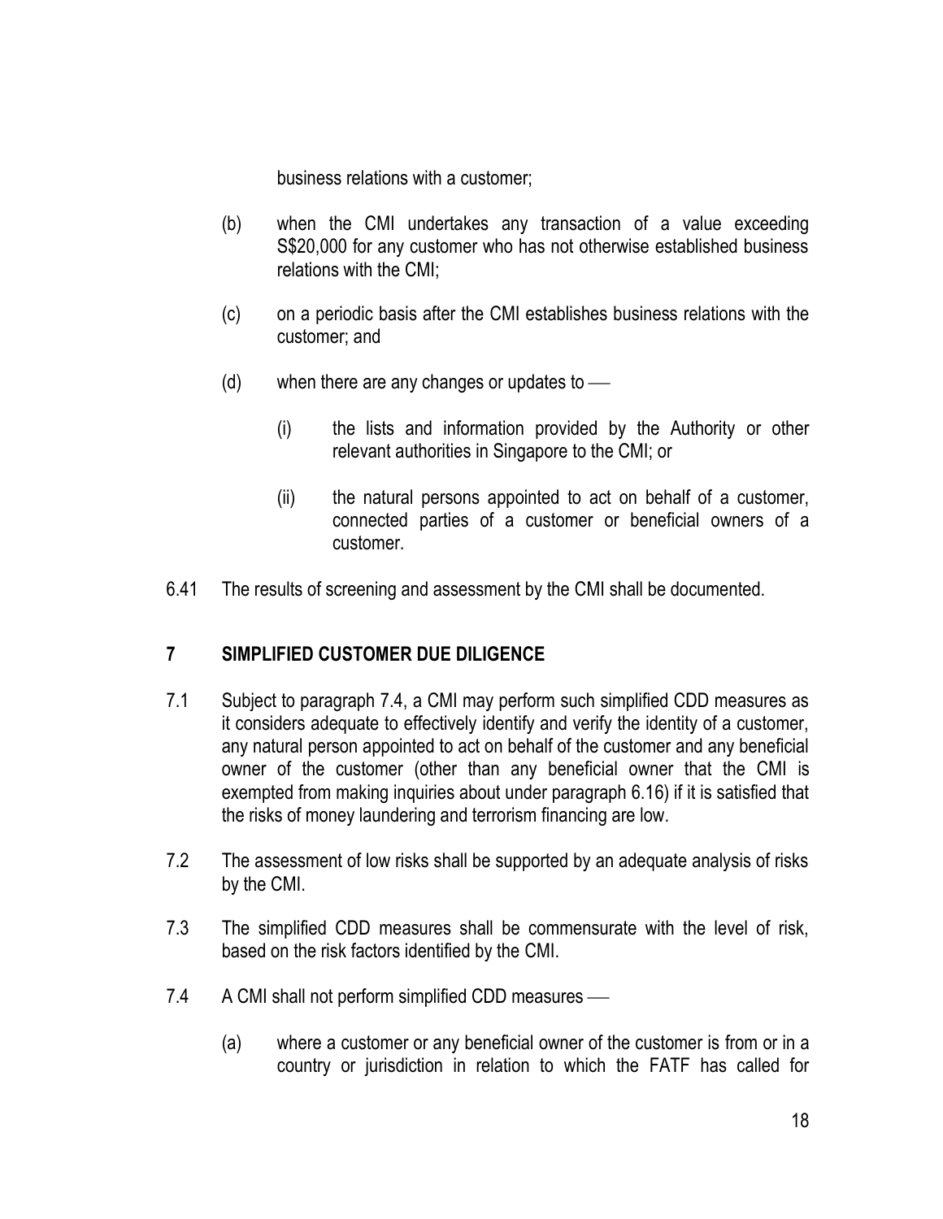business relations with a customer;

(b) when the CMI undertakes any transaction of a value exceeding S$20,000 for any customer who has not otherwise established business relations with the CMI;

(c) on a periodic basis after the CMI establishes business relations with the customer; and

(d) when there are any changes or updates to ––

(i) the lists and information provided by the Authority or other relevant authorities in Singapore to the CMI; or

(ii) the natural persons appointed to act on behalf of a customer, connected parties of a customer or beneficial owners of a customer.

6.41 The results of screening and assessment by the CMI shall be documented.

## 7 SIMPLIFIED CUSTOMER DUE DILIGENCE

7.1 Subject to paragraph 7.4, a CMI may perform such simplified CDD measures as it considers adequate to effectively identify and verify the identity of a customer, any natural person appointed to act on behalf of the customer and any beneficial owner of the customer (other than any beneficial owner that the CMI is exempted from making inquiries about under paragraph 6.16) if it is satisfied that the risks of money laundering and terrorism financing are low.

7.2 The assessment of low risks shall be supported by an adequate analysis of risks by the CMI.

7.3 The simplified CDD measures shall be commensurate with the level of risk, based on the risk factors identified by the CMI.

7.4 A CMI shall not perform simplified CDD measures ––

(a) where a customer or any beneficial owner of the customer is from or in a country or jurisdiction in relation to which the FATF has called for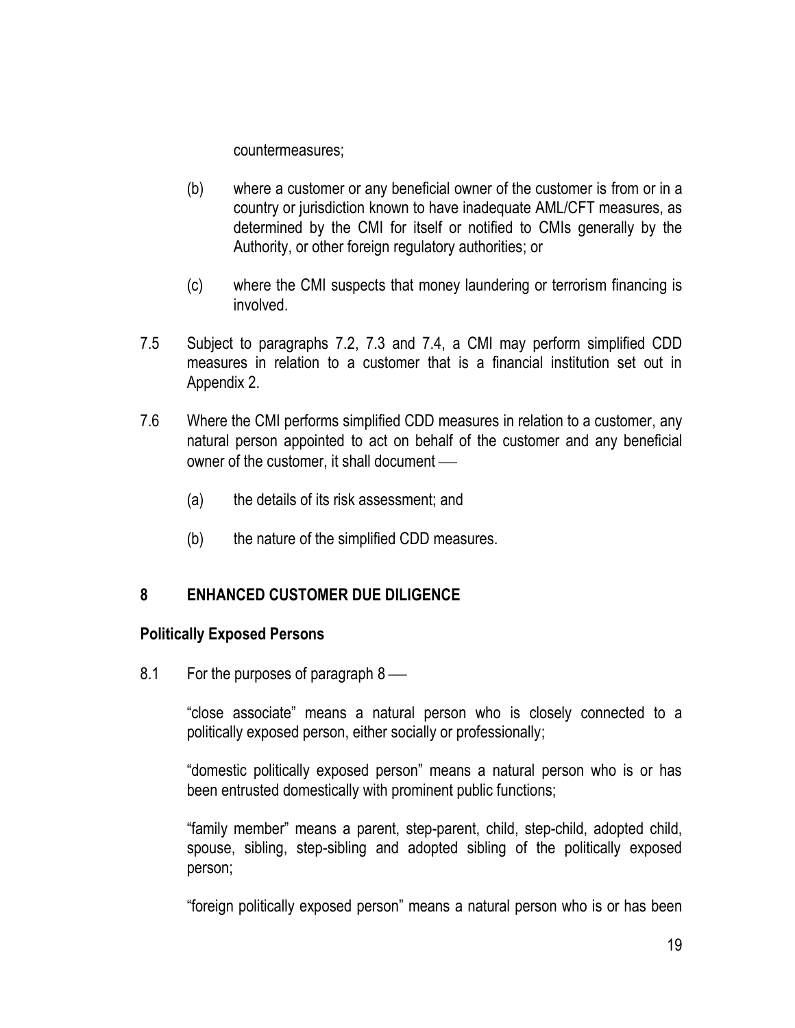countermeasures;

(b) where a customer or any beneficial owner of the customer is from or in a country or jurisdiction known to have inadequate AML/CFT measures, as determined by the CMI for itself or notified to CMIs generally by the Authority, or other foreign regulatory authorities; or

(c) where the CMI suspects that money laundering or terrorism financing is involved.

7.5 Subject to paragraphs 7.2, 7.3 and 7.4, a CMI may perform simplified CDD measures in relation to a customer that is a financial institution set out in Appendix 2.

7.6 Where the CMI performs simplified CDD measures in relation to a customer, any natural person appointed to act on behalf of the customer and any beneficial owner of the customer, it shall document ––

(a) the details of its risk assessment; and

(b) the nature of the simplified CDD measures.

## 8 ENHANCED CUSTOMER DUE DILIGENCE

### Politically Exposed Persons

8.1 For the purposes of paragraph 8 ––

"close associate" means a natural person who is closely connected to a politically exposed person, either socially or professionally;

"domestic politically exposed person" means a natural person who is or has been entrusted domestically with prominent public functions;

"family member" means a parent, step-parent, child, step-child, adopted child, spouse, sibling, step-sibling and adopted sibling of the politically exposed person;

"foreign politically exposed person" means a natural person who is or has been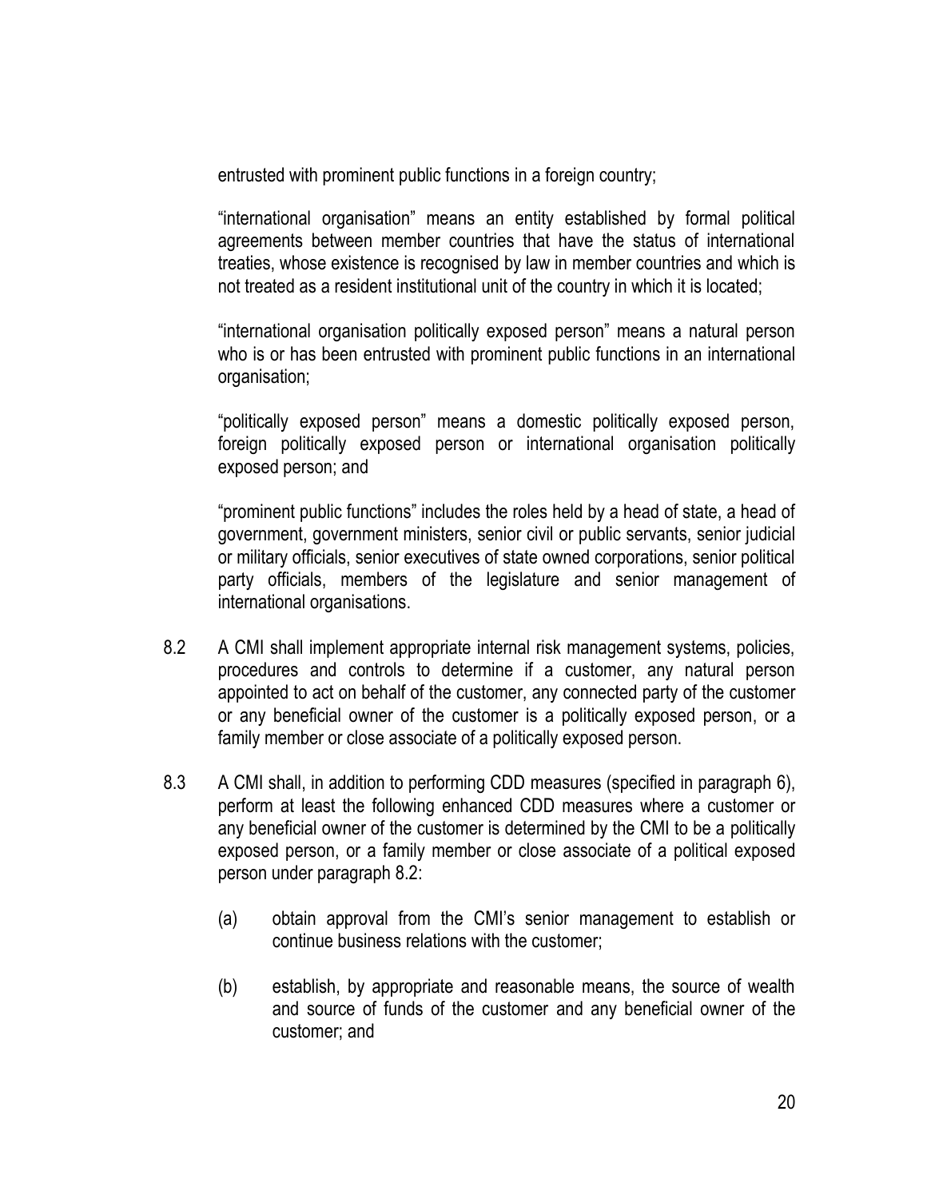entrusted with prominent public functions in a foreign country;

"international organisation" means an entity established by formal political agreements between member countries that have the status of international treaties, whose existence is recognised by law in member countries and which is not treated as a resident institutional unit of the country in which it is located;

"international organisation politically exposed person" means a natural person who is or has been entrusted with prominent public functions in an international organisation;

"politically exposed person" means a domestic politically exposed person, foreign politically exposed person or international organisation politically exposed person; and

"prominent public functions" includes the roles held by a head of state, a head of government, government ministers, senior civil or public servants, senior judicial or military officials, senior executives of state owned corporations, senior political party officials, members of the legislature and senior management of international organisations.

8.2 A CMI shall implement appropriate internal risk management systems, policies, procedures and controls to determine if a customer, any natural person appointed to act on behalf of the customer, any connected party of the customer or any beneficial owner of the customer is a politically exposed person, or a family member or close associate of a politically exposed person.

8.3 A CMI shall, in addition to performing CDD measures (specified in paragraph 6), perform at least the following enhanced CDD measures where a customer or any beneficial owner of the customer is determined by the CMI to be a politically exposed person, or a family member or close associate of a political exposed person under paragraph 8.2:

(a) obtain approval from the CMI's senior management to establish or continue business relations with the customer;

(b) establish, by appropriate and reasonable means, the source of wealth and source of funds of the customer and any beneficial owner of the customer; and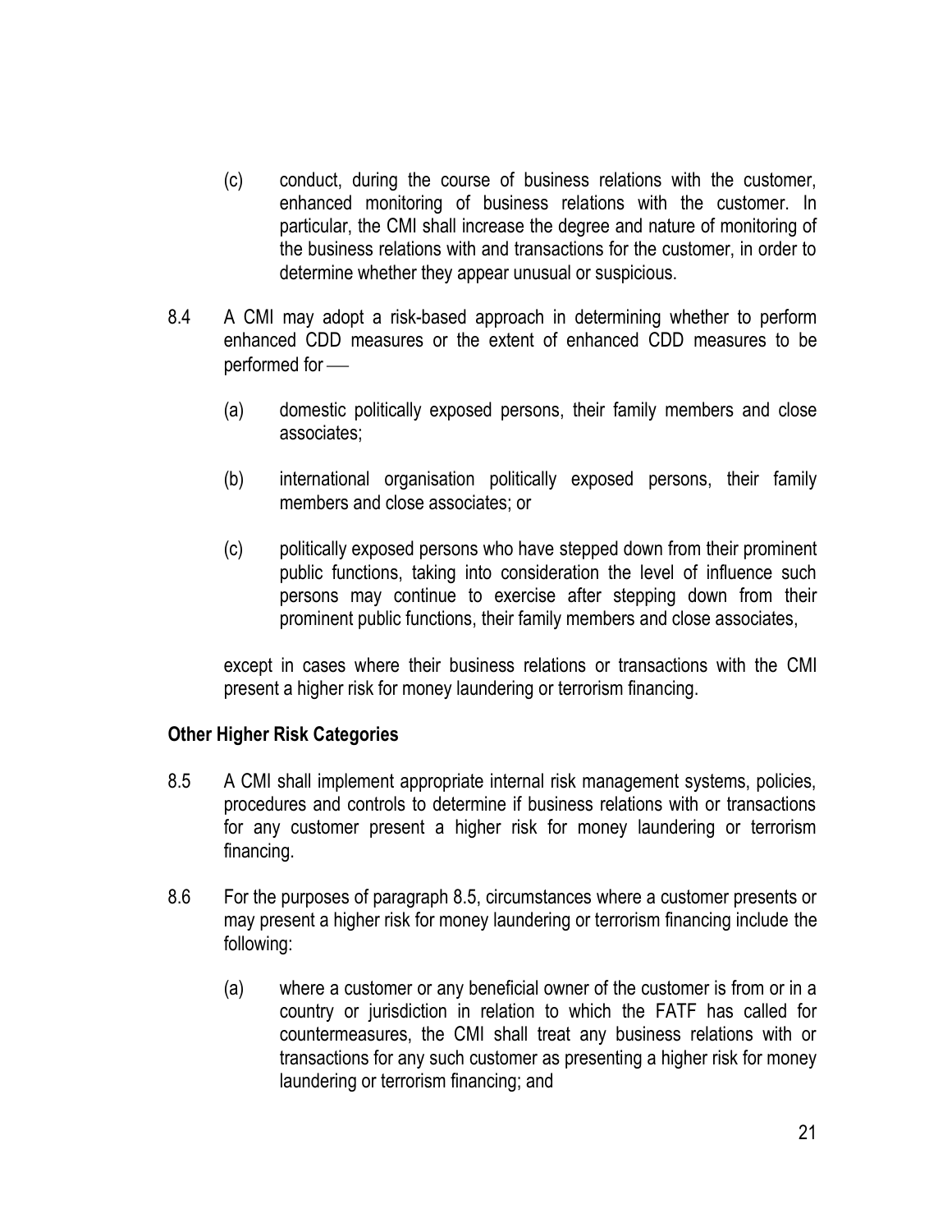(c) conduct, during the course of business relations with the customer, enhanced monitoring of business relations with the customer. In particular, the CMI shall increase the degree and nature of monitoring of the business relations with and transactions for the customer, in order to determine whether they appear unusual or suspicious.

8.4 A CMI may adopt a risk-based approach in determining whether to perform enhanced CDD measures or the extent of enhanced CDD measures to be performed for ––

(a) domestic politically exposed persons, their family members and close associates;

(b) international organisation politically exposed persons, their family members and close associates; or

(c) politically exposed persons who have stepped down from their prominent public functions, taking into consideration the level of influence such persons may continue to exercise after stepping down from their prominent public functions, their family members and close associates,

except in cases where their business relations or transactions with the CMI present a higher risk for money laundering or terrorism financing.

**Other Higher Risk Categories**

8.5 A CMI shall implement appropriate internal risk management systems, policies, procedures and controls to determine if business relations with or transactions for any customer present a higher risk for money laundering or terrorism financing.

8.6 For the purposes of paragraph 8.5, circumstances where a customer presents or may present a higher risk for money laundering or terrorism financing include the following:

(a) where a customer or any beneficial owner of the customer is from or in a country or jurisdiction in relation to which the FATF has called for countermeasures, the CMI shall treat any business relations with or transactions for any such customer as presenting a higher risk for money laundering or terrorism financing; and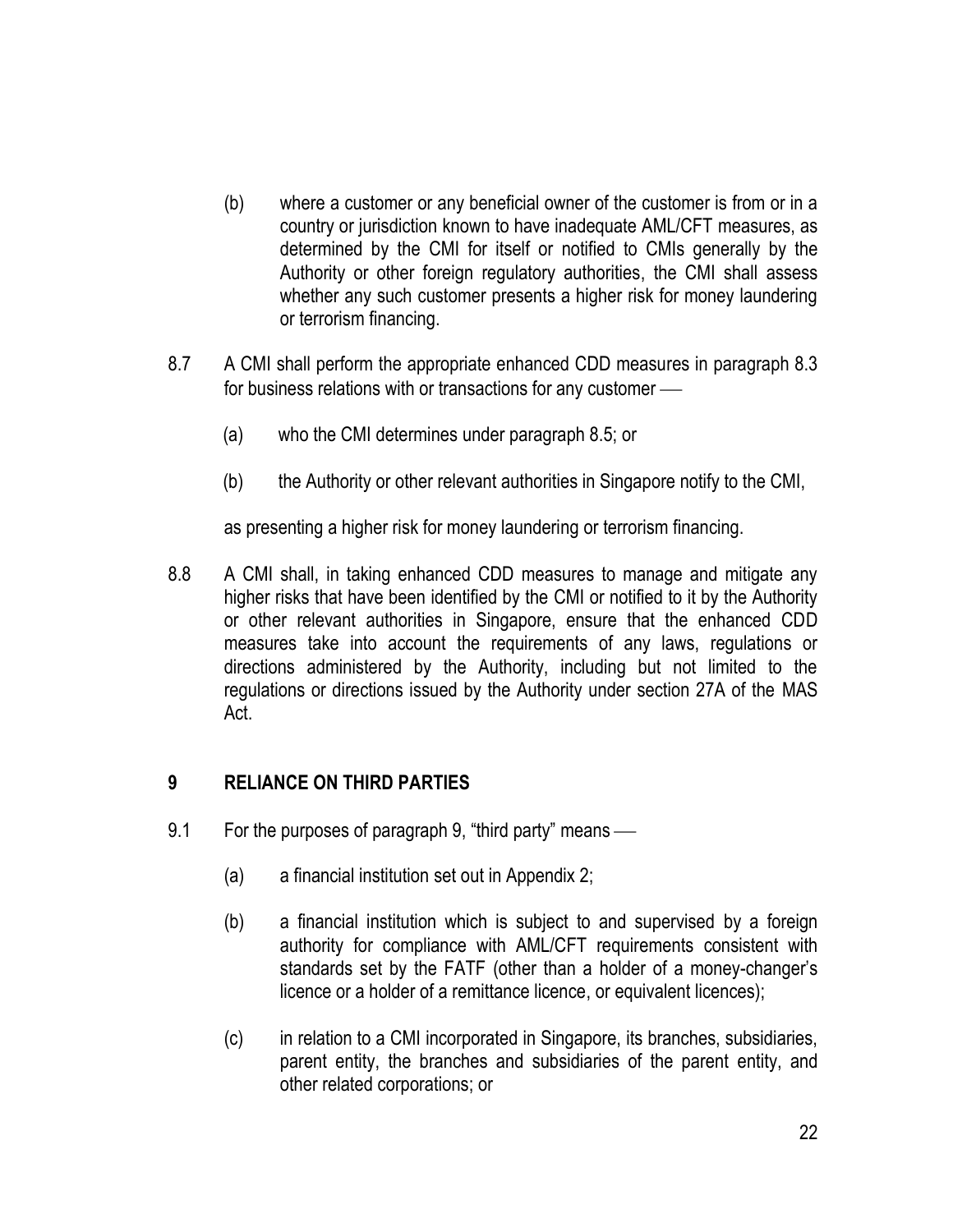(b) where a customer or any beneficial owner of the customer is from or in a country or jurisdiction known to have inadequate AML/CFT measures, as determined by the CMI for itself or notified to CMIs generally by the Authority or other foreign regulatory authorities, the CMI shall assess whether any such customer presents a higher risk for money laundering or terrorism financing.

8.7 A CMI shall perform the appropriate enhanced CDD measures in paragraph 8.3 for business relations with or transactions for any customer —

(a) who the CMI determines under paragraph 8.5; or

(b) the Authority or other relevant authorities in Singapore notify to the CMI,

as presenting a higher risk for money laundering or terrorism financing.

8.8 A CMI shall, in taking enhanced CDD measures to manage and mitigate any higher risks that have been identified by the CMI or notified to it by the Authority or other relevant authorities in Singapore, ensure that the enhanced CDD measures take into account the requirements of any laws, regulations or directions administered by the Authority, including but not limited to the regulations or directions issued by the Authority under section 27A of the MAS Act.

## 9 RELIANCE ON THIRD PARTIES

9.1 For the purposes of paragraph 9, "third party" means —

(a) a financial institution set out in Appendix 2;

(b) a financial institution which is subject to and supervised by a foreign authority for compliance with AML/CFT requirements consistent with standards set by the FATF (other than a holder of a money-changer's licence or a holder of a remittance licence, or equivalent licences);

(c) in relation to a CMI incorporated in Singapore, its branches, subsidiaries, parent entity, the branches and subsidiaries of the parent entity, and other related corporations; or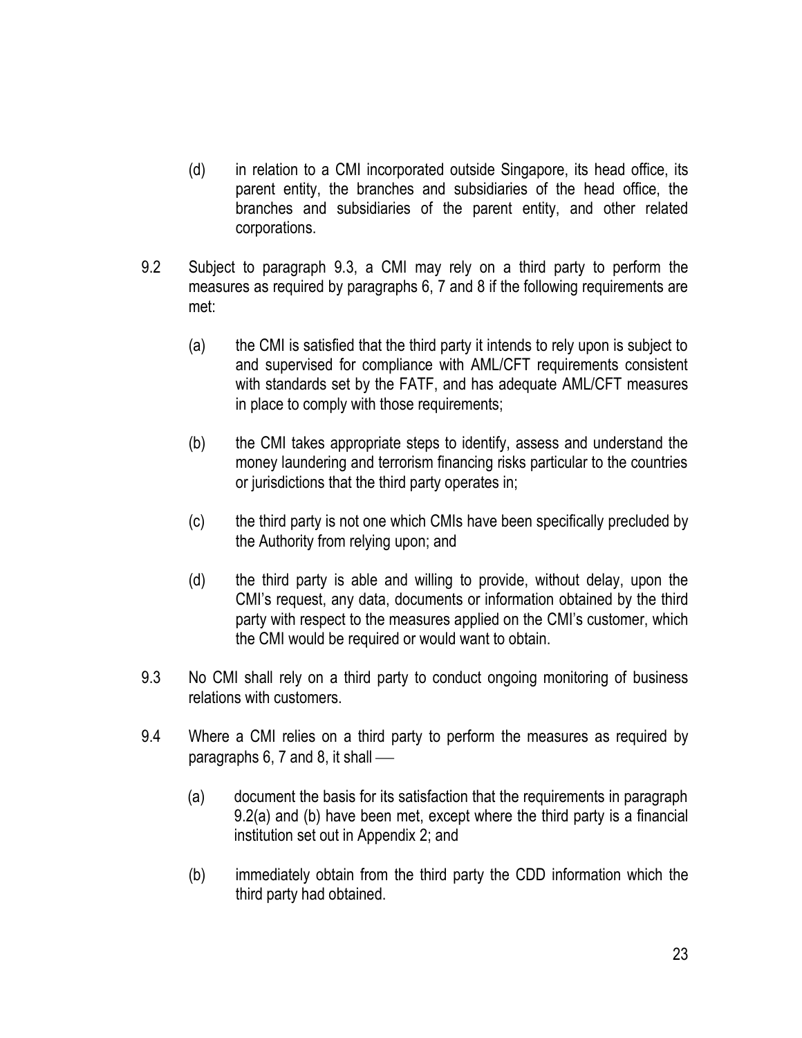(d) in relation to a CMI incorporated outside Singapore, its head office, its parent entity, the branches and subsidiaries of the head office, the branches and subsidiaries of the parent entity, and other related corporations.

9.2 Subject to paragraph 9.3, a CMI may rely on a third party to perform the measures as required by paragraphs 6, 7 and 8 if the following requirements are met:

(a) the CMI is satisfied that the third party it intends to rely upon is subject to and supervised for compliance with AML/CFT requirements consistent with standards set by the FATF, and has adequate AML/CFT measures in place to comply with those requirements;

(b) the CMI takes appropriate steps to identify, assess and understand the money laundering and terrorism financing risks particular to the countries or jurisdictions that the third party operates in;

(c) the third party is not one which CMIs have been specifically precluded by the Authority from relying upon; and

(d) the third party is able and willing to provide, without delay, upon the CMI's request, any data, documents or information obtained by the third party with respect to the measures applied on the CMI's customer, which the CMI would be required or would want to obtain.

9.3 No CMI shall rely on a third party to conduct ongoing monitoring of business relations with customers.

9.4 Where a CMI relies on a third party to perform the measures as required by paragraphs 6, 7 and 8, it shall —

(a) document the basis for its satisfaction that the requirements in paragraph 9.2(a) and (b) have been met, except where the third party is a financial institution set out in Appendix 2; and

(b) immediately obtain from the third party the CDD information which the third party had obtained.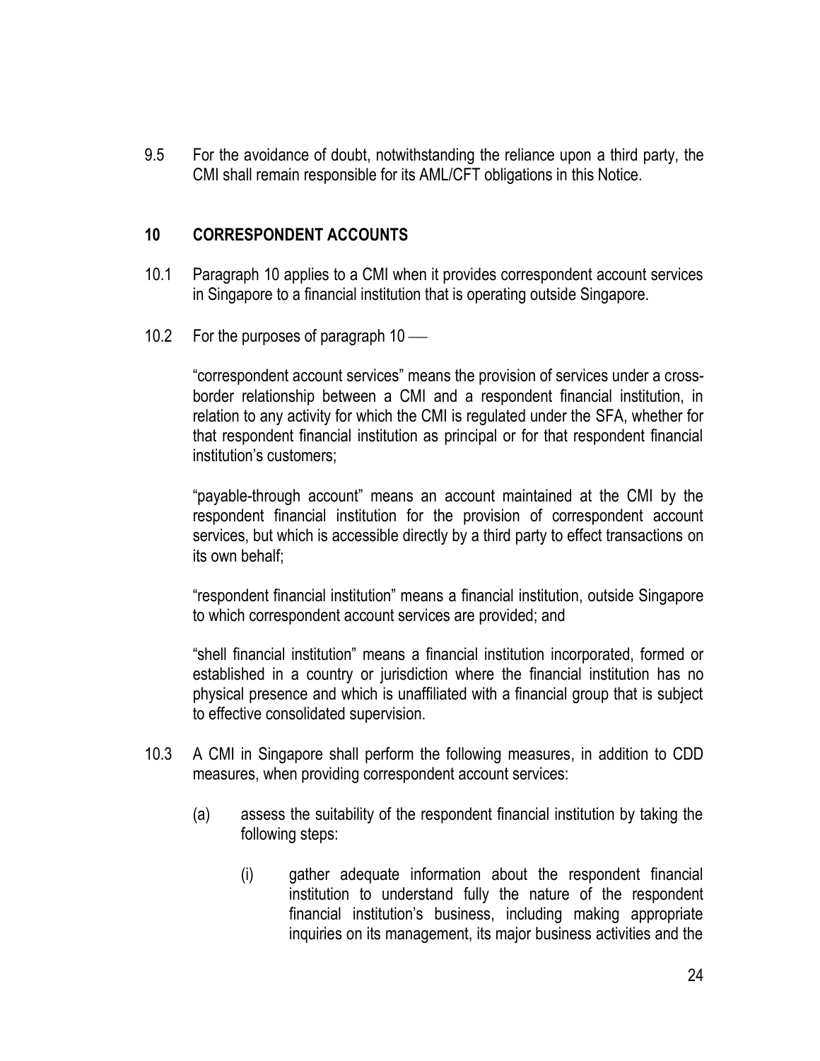9.5 For the avoidance of doubt, notwithstanding the reliance upon a third party, the CMI shall remain responsible for its AML/CFT obligations in this Notice.

## 10 CORRESPONDENT ACCOUNTS

10.1 Paragraph 10 applies to a CMI when it provides correspondent account services in Singapore to a financial institution that is operating outside Singapore.

10.2 For the purposes of paragraph 10 —

"correspondent account services" means the provision of services under a cross-border relationship between a CMI and a respondent financial institution, in relation to any activity for which the CMI is regulated under the SFA, whether for that respondent financial institution as principal or for that respondent financial institution's customers;

"payable-through account" means an account maintained at the CMI by the respondent financial institution for the provision of correspondent account services, but which is accessible directly by a third party to effect transactions on its own behalf;

"respondent financial institution" means a financial institution, outside Singapore to which correspondent account services are provided; and

"shell financial institution" means a financial institution incorporated, formed or established in a country or jurisdiction where the financial institution has no physical presence and which is unaffiliated with a financial group that is subject to effective consolidated supervision.

10.3 A CMI in Singapore shall perform the following measures, in addition to CDD measures, when providing correspondent account services:

(a) assess the suitability of the respondent financial institution by taking the following steps:

(i) gather adequate information about the respondent financial institution to understand fully the nature of the respondent financial institution's business, including making appropriate inquiries on its management, its major business activities and the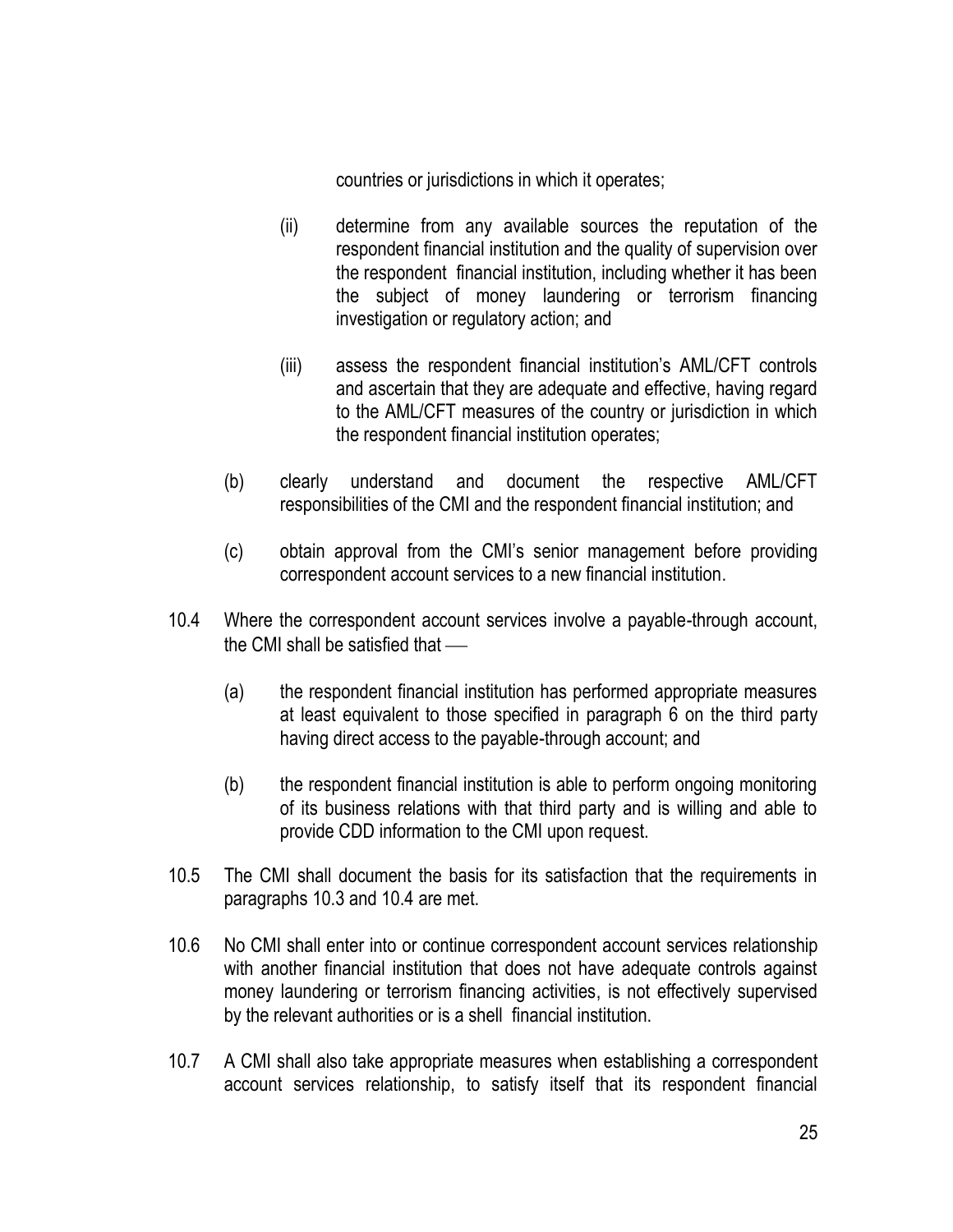countries or jurisdictions in which it operates;

(ii) determine from any available sources the reputation of the respondent financial institution and the quality of supervision over the respondent financial institution, including whether it has been the subject of money laundering or terrorism financing investigation or regulatory action; and

(iii) assess the respondent financial institution's AML/CFT controls and ascertain that they are adequate and effective, having regard to the AML/CFT measures of the country or jurisdiction in which the respondent financial institution operates;

(b) clearly understand and document the respective AML/CFT responsibilities of the CMI and the respondent financial institution; and

(c) obtain approval from the CMI's senior management before providing correspondent account services to a new financial institution.

10.4 Where the correspondent account services involve a payable-through account, the CMI shall be satisfied that —

(a) the respondent financial institution has performed appropriate measures at least equivalent to those specified in paragraph 6 on the third party having direct access to the payable-through account; and

(b) the respondent financial institution is able to perform ongoing monitoring of its business relations with that third party and is willing and able to provide CDD information to the CMI upon request.

10.5 The CMI shall document the basis for its satisfaction that the requirements in paragraphs 10.3 and 10.4 are met.

10.6 No CMI shall enter into or continue correspondent account services relationship with another financial institution that does not have adequate controls against money laundering or terrorism financing activities, is not effectively supervised by the relevant authorities or is a shell financial institution.

10.7 A CMI shall also take appropriate measures when establishing a correspondent account services relationship, to satisfy itself that its respondent financial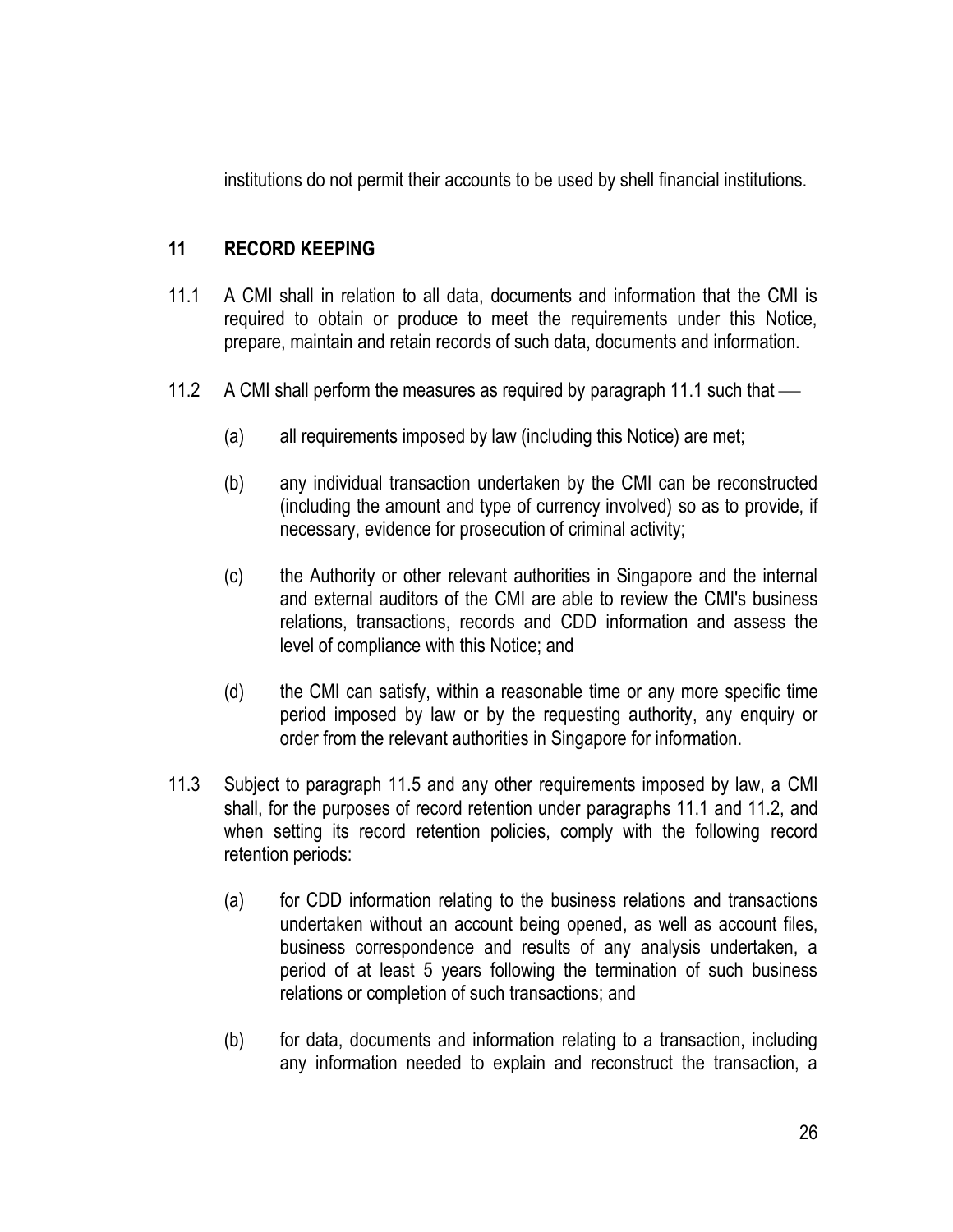institutions do not permit their accounts to be used by shell financial institutions.

## 11 RECORD KEEPING

11.1 A CMI shall in relation to all data, documents and information that the CMI is required to obtain or produce to meet the requirements under this Notice, prepare, maintain and retain records of such data, documents and information.

11.2 A CMI shall perform the measures as required by paragraph 11.1 such that —

(a) all requirements imposed by law (including this Notice) are met;

(b) any individual transaction undertaken by the CMI can be reconstructed (including the amount and type of currency involved) so as to provide, if necessary, evidence for prosecution of criminal activity;

(c) the Authority or other relevant authorities in Singapore and the internal and external auditors of the CMI are able to review the CMI's business relations, transactions, records and CDD information and assess the level of compliance with this Notice; and

(d) the CMI can satisfy, within a reasonable time or any more specific time period imposed by law or by the requesting authority, any enquiry or order from the relevant authorities in Singapore for information.

11.3 Subject to paragraph 11.5 and any other requirements imposed by law, a CMI shall, for the purposes of record retention under paragraphs 11.1 and 11.2, and when setting its record retention policies, comply with the following record retention periods:

(a) for CDD information relating to the business relations and transactions undertaken without an account being opened, as well as account files, business correspondence and results of any analysis undertaken, a period of at least 5 years following the termination of such business relations or completion of such transactions; and

(b) for data, documents and information relating to a transaction, including any information needed to explain and reconstruct the transaction, a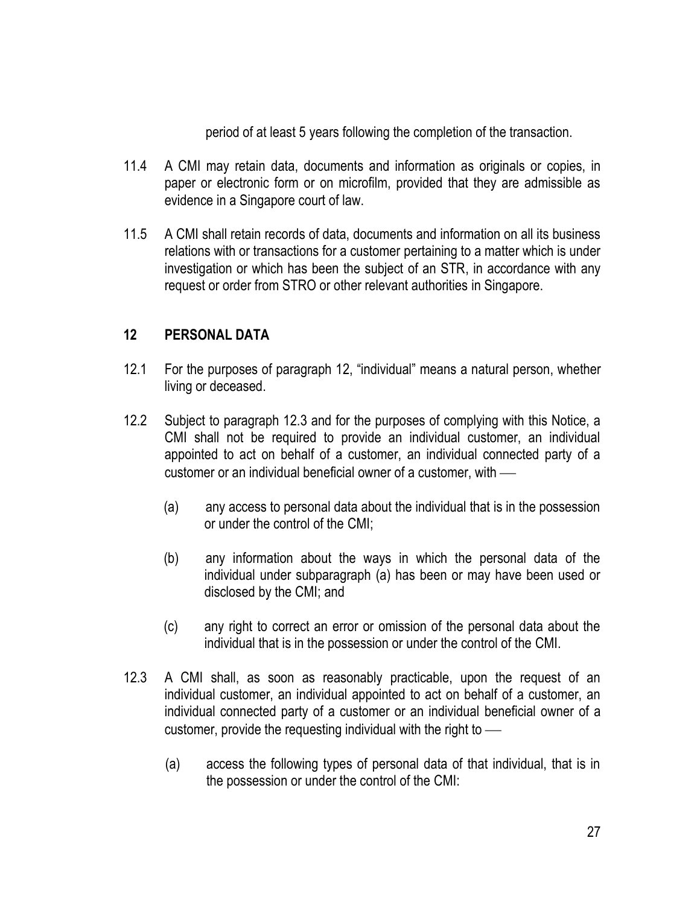period of at least 5 years following the completion of the transaction.

11.4 A CMI may retain data, documents and information as originals or copies, in paper or electronic form or on microfilm, provided that they are admissible as evidence in a Singapore court of law.

11.5 A CMI shall retain records of data, documents and information on all its business relations with or transactions for a customer pertaining to a matter which is under investigation or which has been the subject of an STR, in accordance with any request or order from STRO or other relevant authorities in Singapore.

## 12 PERSONAL DATA

12.1 For the purposes of paragraph 12, "individual" means a natural person, whether living or deceased.

12.2 Subject to paragraph 12.3 and for the purposes of complying with this Notice, a CMI shall not be required to provide an individual customer, an individual appointed to act on behalf of a customer, an individual connected party of a customer or an individual beneficial owner of a customer, with —

(a) any access to personal data about the individual that is in the possession or under the control of the CMI;

(b) any information about the ways in which the personal data of the individual under subparagraph (a) has been or may have been used or disclosed by the CMI; and

(c) any right to correct an error or omission of the personal data about the individual that is in the possession or under the control of the CMI.

12.3 A CMI shall, as soon as reasonably practicable, upon the request of an individual customer, an individual appointed to act on behalf of a customer, an individual connected party of a customer or an individual beneficial owner of a customer, provide the requesting individual with the right to —

(a) access the following types of personal data of that individual, that is in the possession or under the control of the CMI: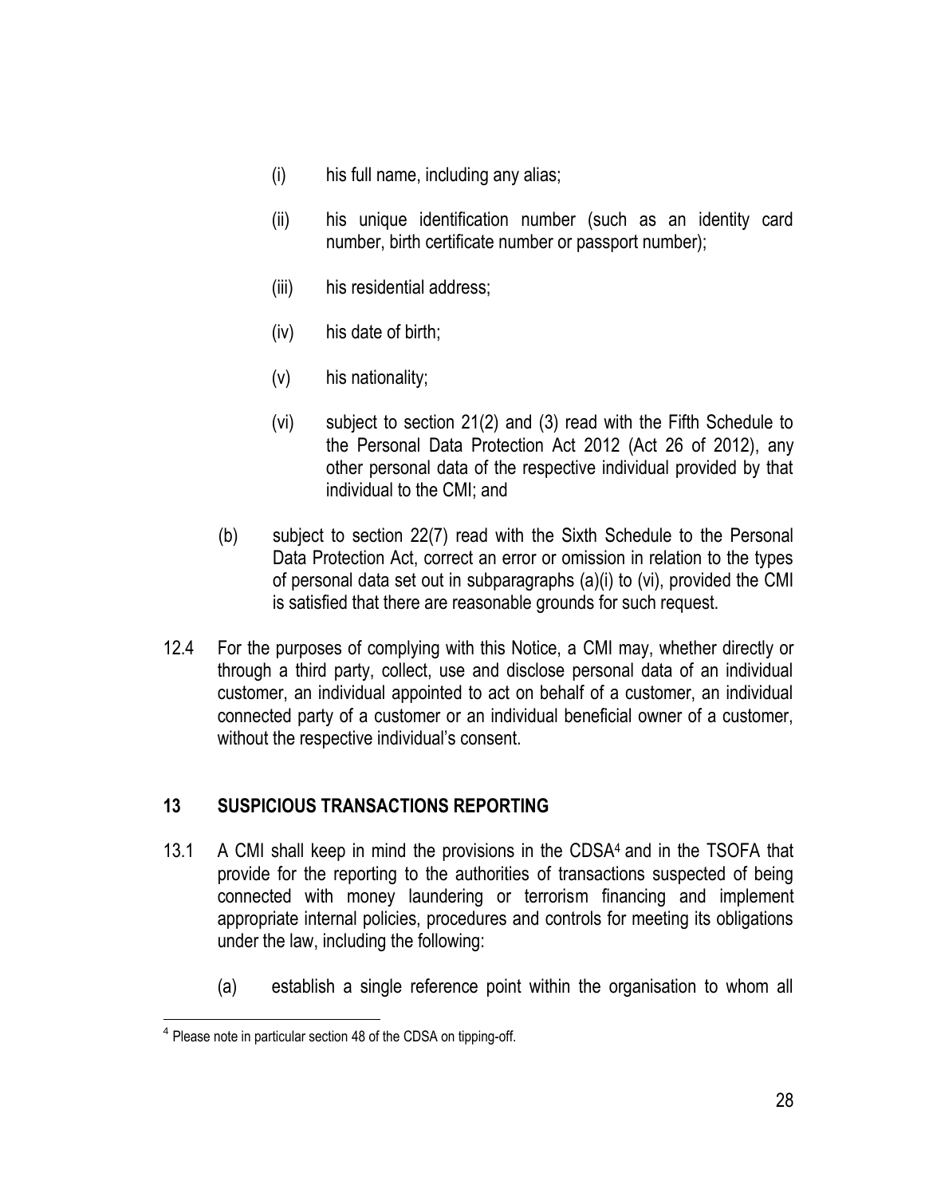(i) his full name, including any alias;

(ii) his unique identification number (such as an identity card number, birth certificate number or passport number);

(iii) his residential address;

(iv) his date of birth;

(v) his nationality;

(vi) subject to section 21(2) and (3) read with the Fifth Schedule to the Personal Data Protection Act 2012 (Act 26 of 2012), any other personal data of the respective individual provided by that individual to the CMI; and

(b) subject to section 22(7) read with the Sixth Schedule to the Personal Data Protection Act, correct an error or omission in relation to the types of personal data set out in subparagraphs (a)(i) to (vi), provided the CMI is satisfied that there are reasonable grounds for such request.

12.4 For the purposes of complying with this Notice, a CMI may, whether directly or through a third party, collect, use and disclose personal data of an individual customer, an individual appointed to act on behalf of a customer, an individual connected party of a customer or an individual beneficial owner of a customer, without the respective individual's consent.

## 13 SUSPICIOUS TRANSACTIONS REPORTING

13.1 A CMI shall keep in mind the provisions in the CDSA[4] and in the TSOFA that provide for the reporting to the authorities of transactions suspected of being connected with money laundering or terrorism financing and implement appropriate internal policies, procedures and controls for meeting its obligations under the law, including the following:

(a) establish a single reference point within the organisation to whom all

---

[4] Please note in particular section 48 of the CDSA on tipping-off.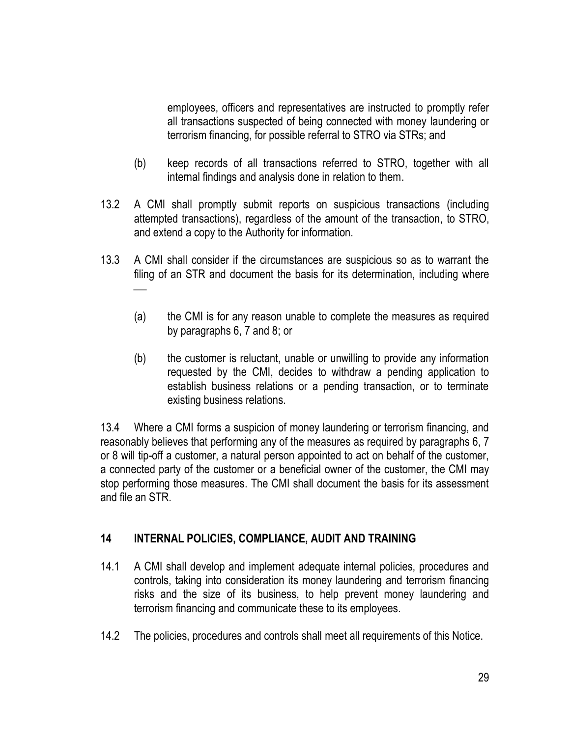employees, officers and representatives are instructed to promptly refer all transactions suspected of being connected with money laundering or terrorism financing, for possible referral to STRO via STRs; and

(b) keep records of all transactions referred to STRO, together with all internal findings and analysis done in relation to them.

13.2 A CMI shall promptly submit reports on suspicious transactions (including attempted transactions), regardless of the amount of the transaction, to STRO, and extend a copy to the Authority for information.

13.3 A CMI shall consider if the circumstances are suspicious so as to warrant the filing of an STR and document the basis for its determination, including where —

(a) the CMI is for any reason unable to complete the measures as required by paragraphs 6, 7 and 8; or

(b) the customer is reluctant, unable or unwilling to provide any information requested by the CMI, decides to withdraw a pending application to establish business relations or a pending transaction, or to terminate existing business relations.

13.4 Where a CMI forms a suspicion of money laundering or terrorism financing, and reasonably believes that performing any of the measures as required by paragraphs 6, 7 or 8 will tip-off a customer, a natural person appointed to act on behalf of the customer, a connected party of the customer or a beneficial owner of the customer, the CMI may stop performing those measures. The CMI shall document the basis for its assessment and file an STR.

## 14 INTERNAL POLICIES, COMPLIANCE, AUDIT AND TRAINING

14.1 A CMI shall develop and implement adequate internal policies, procedures and controls, taking into consideration its money laundering and terrorism financing risks and the size of its business, to help prevent money laundering and terrorism financing and communicate these to its employees.

14.2 The policies, procedures and controls shall meet all requirements of this Notice.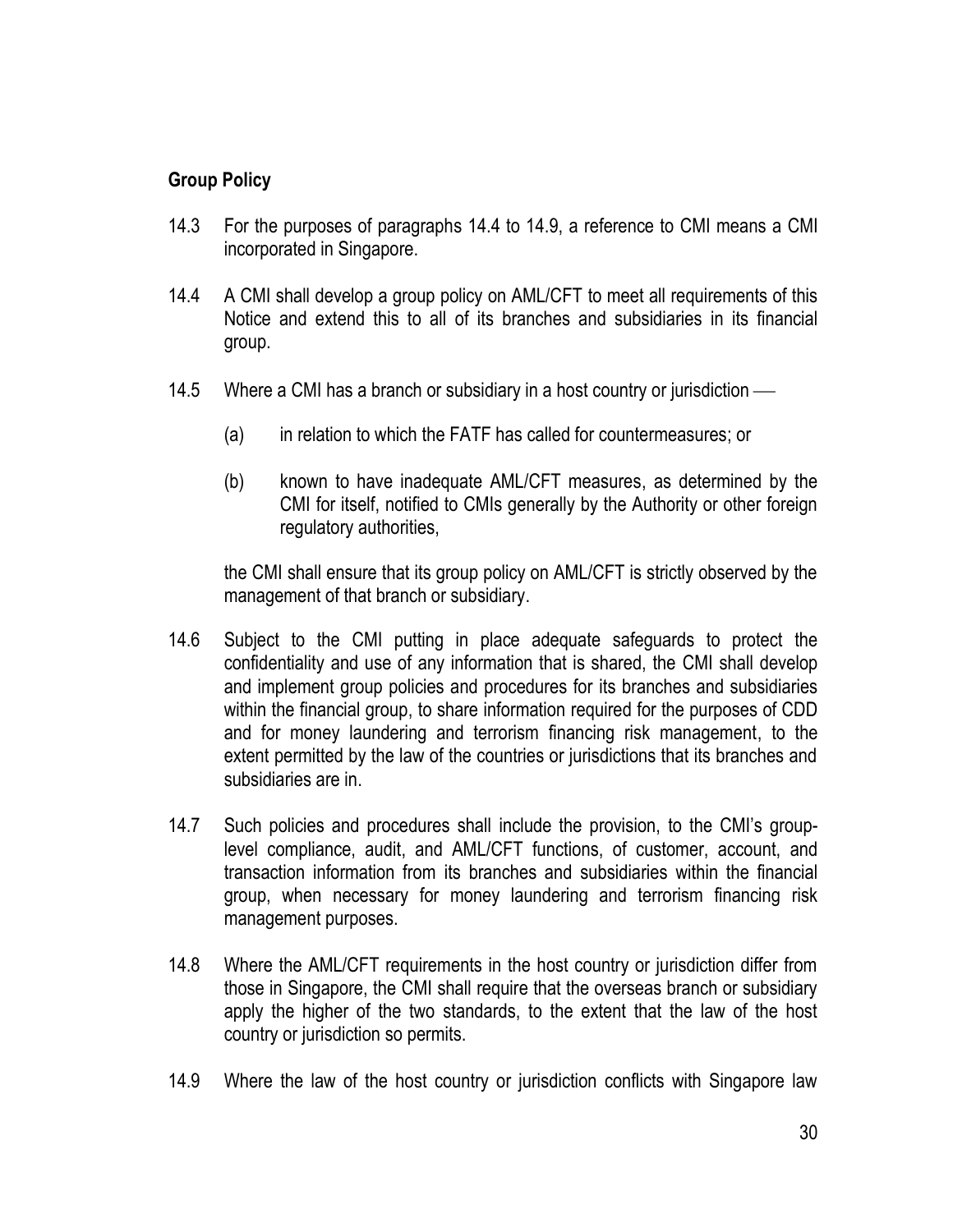**Group Policy**

14.3 For the purposes of paragraphs 14.4 to 14.9, a reference to CMI means a CMI incorporated in Singapore.

14.4 A CMI shall develop a group policy on AML/CFT to meet all requirements of this Notice and extend this to all of its branches and subsidiaries in its financial group.

14.5 Where a CMI has a branch or subsidiary in a host country or jurisdiction —

(a) in relation to which the FATF has called for countermeasures; or

(b) known to have inadequate AML/CFT measures, as determined by the CMI for itself, notified to CMIs generally by the Authority or other foreign regulatory authorities,

the CMI shall ensure that its group policy on AML/CFT is strictly observed by the management of that branch or subsidiary.

14.6 Subject to the CMI putting in place adequate safeguards to protect the confidentiality and use of any information that is shared, the CMI shall develop and implement group policies and procedures for its branches and subsidiaries within the financial group, to share information required for the purposes of CDD and for money laundering and terrorism financing risk management, to the extent permitted by the law of the countries or jurisdictions that its branches and subsidiaries are in.

14.7 Such policies and procedures shall include the provision, to the CMI's group-level compliance, audit, and AML/CFT functions, of customer, account, and transaction information from its branches and subsidiaries within the financial group, when necessary for money laundering and terrorism financing risk management purposes.

14.8 Where the AML/CFT requirements in the host country or jurisdiction differ from those in Singapore, the CMI shall require that the overseas branch or subsidiary apply the higher of the two standards, to the extent that the law of the host country or jurisdiction so permits.

14.9 Where the law of the host country or jurisdiction conflicts with Singapore law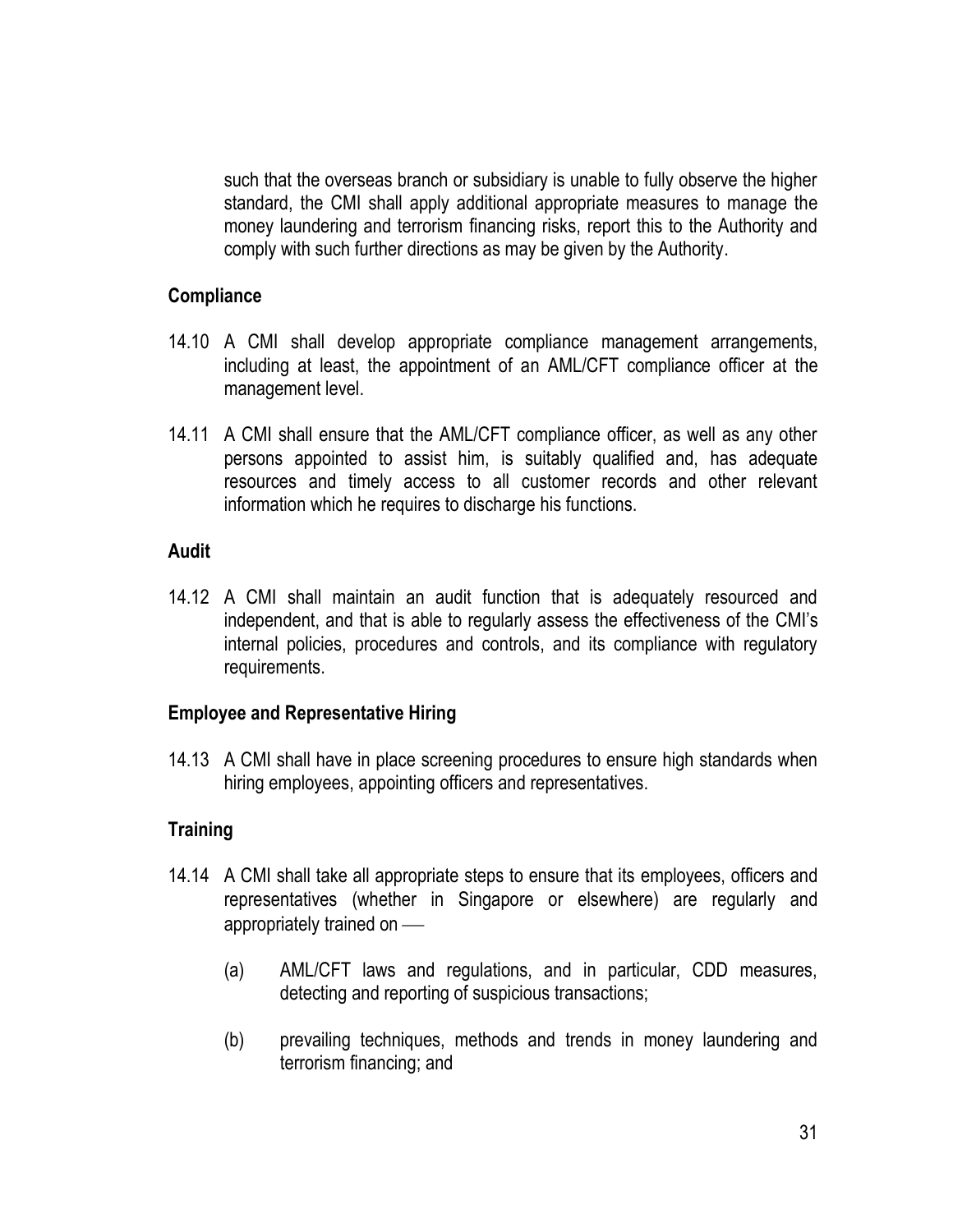such that the overseas branch or subsidiary is unable to fully observe the higher standard, the CMI shall apply additional appropriate measures to manage the money laundering and terrorism financing risks, report this to the Authority and comply with such further directions as may be given by the Authority.

**Compliance**

14.10 A CMI shall develop appropriate compliance management arrangements, including at least, the appointment of an AML/CFT compliance officer at the management level.

14.11 A CMI shall ensure that the AML/CFT compliance officer, as well as any other persons appointed to assist him, is suitably qualified and, has adequate resources and timely access to all customer records and other relevant information which he requires to discharge his functions.

**Audit**

14.12 A CMI shall maintain an audit function that is adequately resourced and independent, and that is able to regularly assess the effectiveness of the CMI's internal policies, procedures and controls, and its compliance with regulatory requirements.

**Employee and Representative Hiring**

14.13 A CMI shall have in place screening procedures to ensure high standards when hiring employees, appointing officers and representatives.

**Training**

14.14 A CMI shall take all appropriate steps to ensure that its employees, officers and representatives (whether in Singapore or elsewhere) are regularly and appropriately trained on —

(a) AML/CFT laws and regulations, and in particular, CDD measures, detecting and reporting of suspicious transactions;

(b) prevailing techniques, methods and trends in money laundering and terrorism financing; and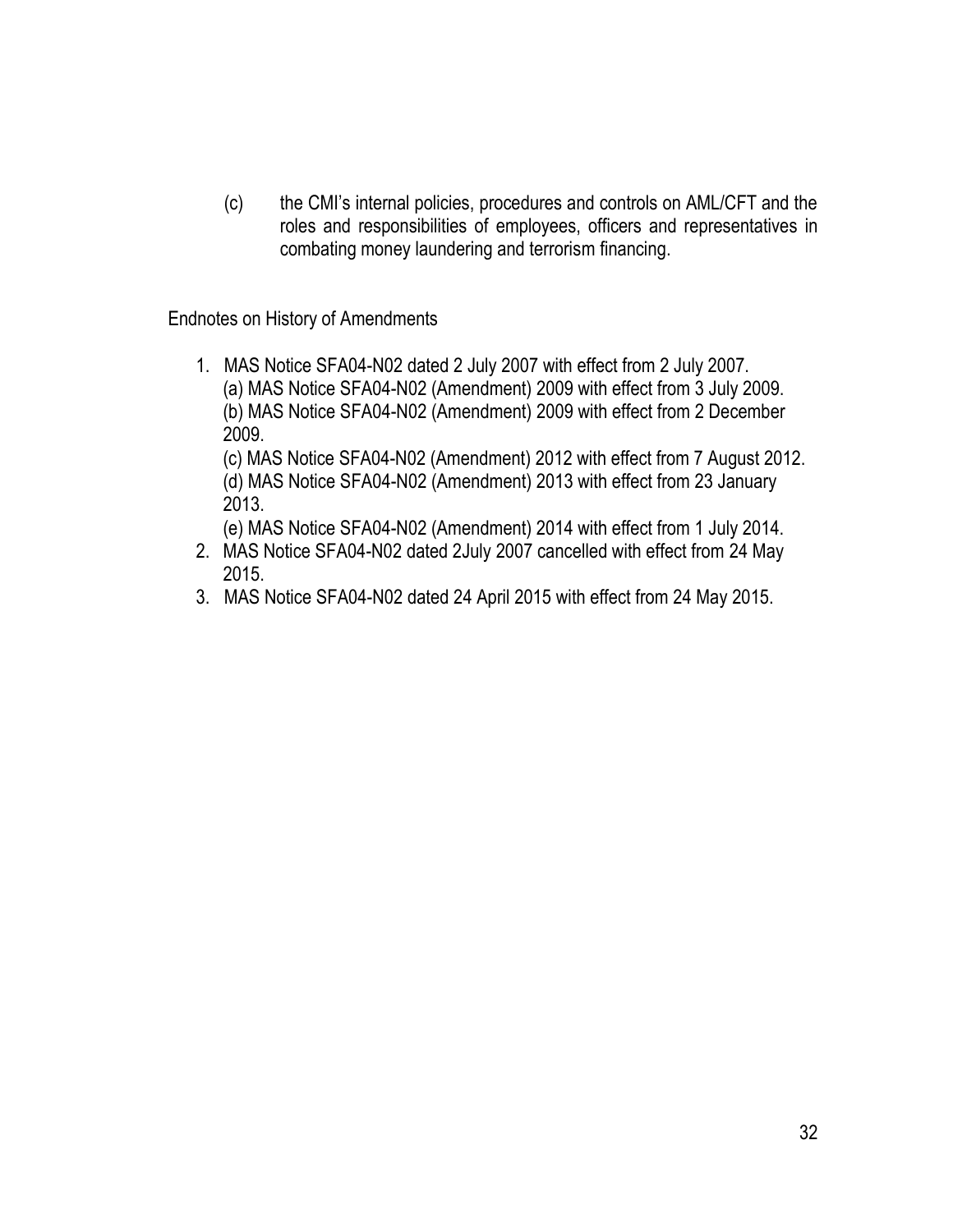(c) the CMI's internal policies, procedures and controls on AML/CFT and the roles and responsibilities of employees, officers and representatives in combating money laundering and terrorism financing.

Endnotes on History of Amendments

1. MAS Notice SFA04-N02 dated 2 July 2007 with effect from 2 July 2007.
   (a) MAS Notice SFA04-N02 (Amendment) 2009 with effect from 3 July 2009.
   (b) MAS Notice SFA04-N02 (Amendment) 2009 with effect from 2 December 2009.
   (c) MAS Notice SFA04-N02 (Amendment) 2012 with effect from 7 August 2012.
   (d) MAS Notice SFA04-N02 (Amendment) 2013 with effect from 23 January 2013.
   (e) MAS Notice SFA04-N02 (Amendment) 2014 with effect from 1 July 2014.
2. MAS Notice SFA04-N02 dated 2July 2007 cancelled with effect from 24 May 2015.
3. MAS Notice SFA04-N02 dated 24 April 2015 with effect from 24 May 2015.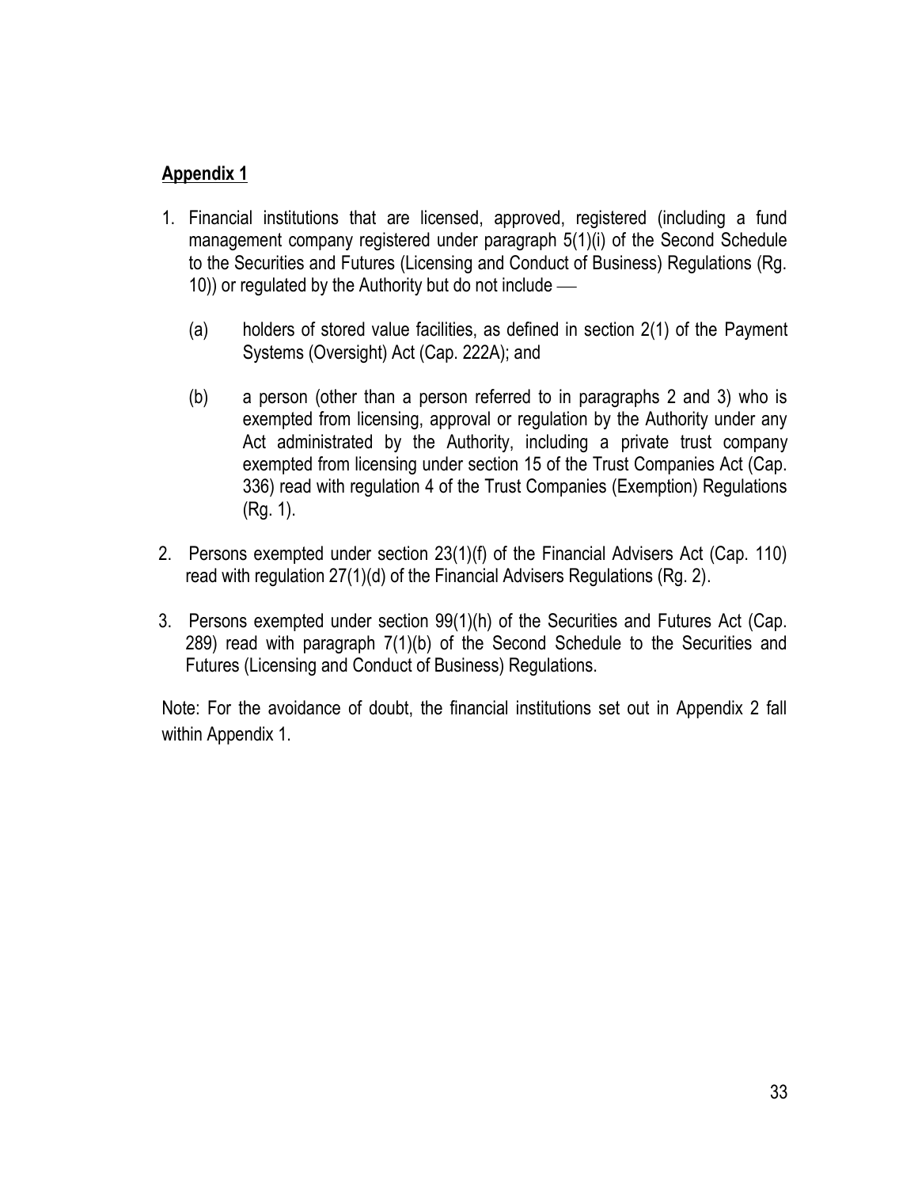## Appendix 1

1. Financial institutions that are licensed, approved, registered (including a fund management company registered under paragraph 5(1)(i) of the Second Schedule to the Securities and Futures (Licensing and Conduct of Business) Regulations (Rg. 10)) or regulated by the Authority but do not include —

   (a) holders of stored value facilities, as defined in section 2(1) of the Payment Systems (Oversight) Act (Cap. 222A); and

   (b) a person (other than a person referred to in paragraphs 2 and 3) who is exempted from licensing, approval or regulation by the Authority under any Act administrated by the Authority, including a private trust company exempted from licensing under section 15 of the Trust Companies Act (Cap. 336) read with regulation 4 of the Trust Companies (Exemption) Regulations (Rg. 1).

2. Persons exempted under section 23(1)(f) of the Financial Advisers Act (Cap. 110) read with regulation 27(1)(d) of the Financial Advisers Regulations (Rg. 2).

3. Persons exempted under section 99(1)(h) of the Securities and Futures Act (Cap. 289) read with paragraph 7(1)(b) of the Second Schedule to the Securities and Futures (Licensing and Conduct of Business) Regulations.

Note: For the avoidance of doubt, the financial institutions set out in Appendix 2 fall within Appendix 1.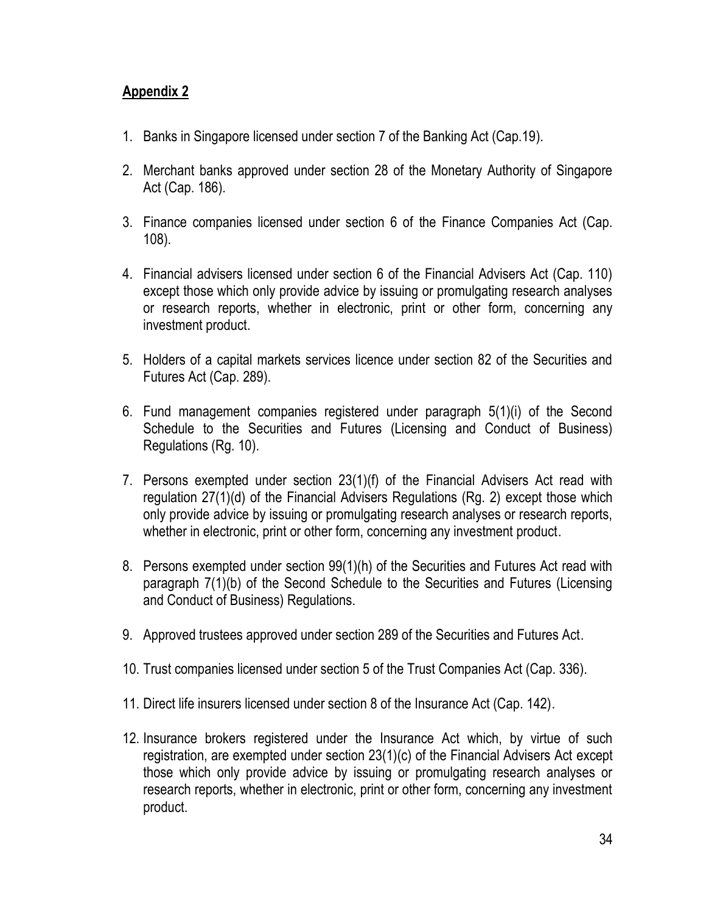**Appendix 2**

1. Banks in Singapore licensed under section 7 of the Banking Act (Cap.19).

2. Merchant banks approved under section 28 of the Monetary Authority of Singapore Act (Cap. 186).

3. Finance companies licensed under section 6 of the Finance Companies Act (Cap. 108).

4. Financial advisers licensed under section 6 of the Financial Advisers Act (Cap. 110) except those which only provide advice by issuing or promulgating research analyses or research reports, whether in electronic, print or other form, concerning any investment product.

5. Holders of a capital markets services licence under section 82 of the Securities and Futures Act (Cap. 289).

6. Fund management companies registered under paragraph 5(1)(i) of the Second Schedule to the Securities and Futures (Licensing and Conduct of Business) Regulations (Rg. 10).

7. Persons exempted under section 23(1)(f) of the Financial Advisers Act read with regulation 27(1)(d) of the Financial Advisers Regulations (Rg. 2) except those which only provide advice by issuing or promulgating research analyses or research reports, whether in electronic, print or other form, concerning any investment product.

8. Persons exempted under section 99(1)(h) of the Securities and Futures Act read with paragraph 7(1)(b) of the Second Schedule to the Securities and Futures (Licensing and Conduct of Business) Regulations.

9. Approved trustees approved under section 289 of the Securities and Futures Act.

10. Trust companies licensed under section 5 of the Trust Companies Act (Cap. 336).

11. Direct life insurers licensed under section 8 of the Insurance Act (Cap. 142).

12. Insurance brokers registered under the Insurance Act which, by virtue of such registration, are exempted under section 23(1)(c) of the Financial Advisers Act except those which only provide advice by issuing or promulgating research analyses or research reports, whether in electronic, print or other form, concerning any investment product.